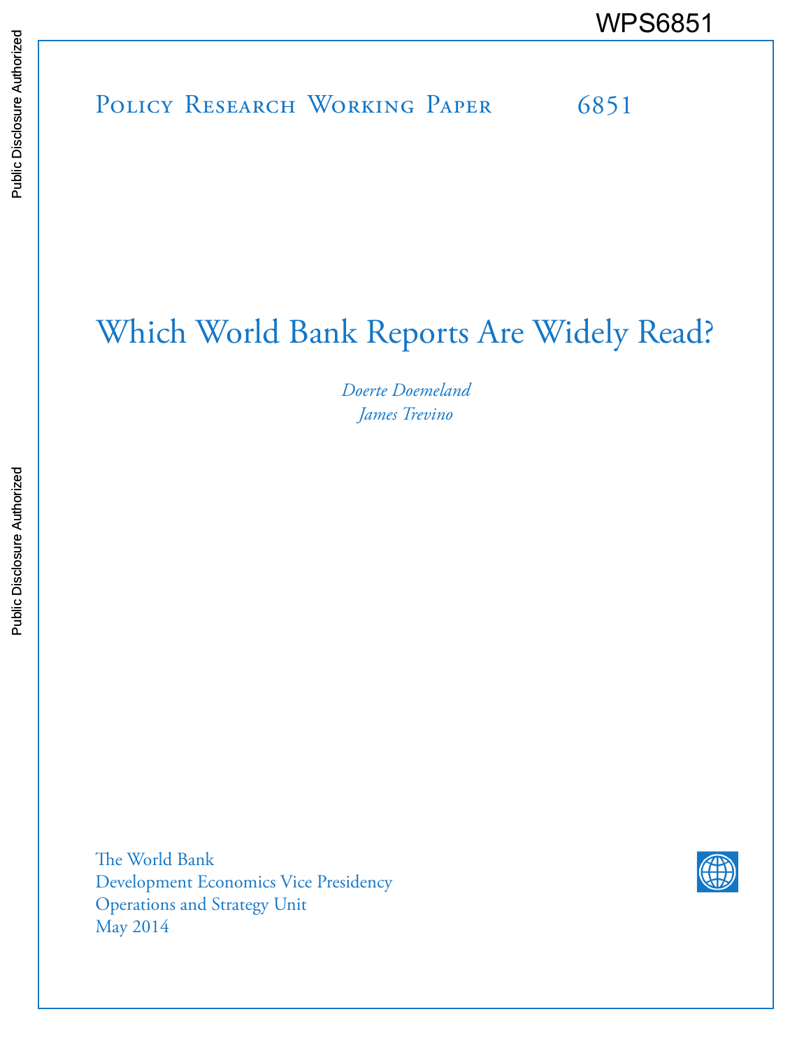WPS6851

Policy Research Working Paper 6851

# Which World Bank Reports Are Widely Read?

*Doerte Doemeland*
*James Trevino*

The World Bank
Development Economics Vice Presidency
Operations and Strategy Unit
May 2014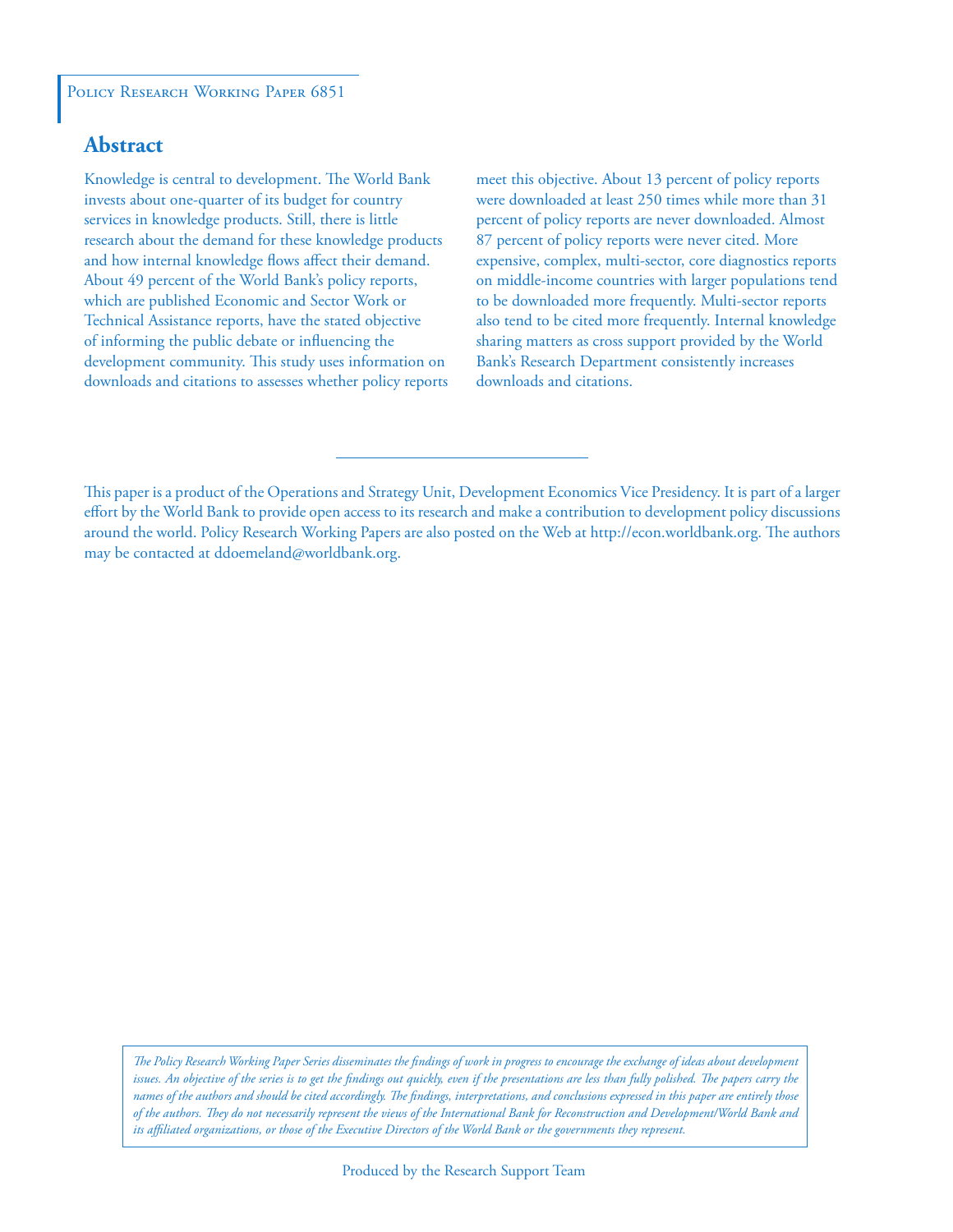Policy Research Working Paper 6851

## Abstract

Knowledge is central to development. The World Bank invests about one-quarter of its budget for country services in knowledge products. Still, there is little research about the demand for these knowledge products and how internal knowledge flows affect their demand. About 49 percent of the World Bank's policy reports, which are published Economic and Sector Work or Technical Assistance reports, have the stated objective of informing the public debate or influencing the development community. This study uses information on downloads and citations to assesses whether policy reports meet this objective. About 13 percent of policy reports were downloaded at least 250 times while more than 31 percent of policy reports are never downloaded. Almost 87 percent of policy reports were never cited. More expensive, complex, multi-sector, core diagnostics reports on middle-income countries with larger populations tend to be downloaded more frequently. Multi-sector reports also tend to be cited more frequently. Internal knowledge sharing matters as cross support provided by the World Bank's Research Department consistently increases downloads and citations.

This paper is a product of the Operations and Strategy Unit, Development Economics Vice Presidency. It is part of a larger effort by the World Bank to provide open access to its research and make a contribution to development policy discussions around the world. Policy Research Working Papers are also posted on the Web at http://econ.worldbank.org. The authors may be contacted at ddoemeland@worldbank.org.

*The Policy Research Working Paper Series disseminates the findings of work in progress to encourage the exchange of ideas about development issues. An objective of the series is to get the findings out quickly, even if the presentations are less than fully polished. The papers carry the names of the authors and should be cited accordingly. The findings, interpretations, and conclusions expressed in this paper are entirely those of the authors. They do not necessarily represent the views of the International Bank for Reconstruction and Development/World Bank and its affiliated organizations, or those of the Executive Directors of the World Bank or the governments they represent.*

Produced by the Research Support Team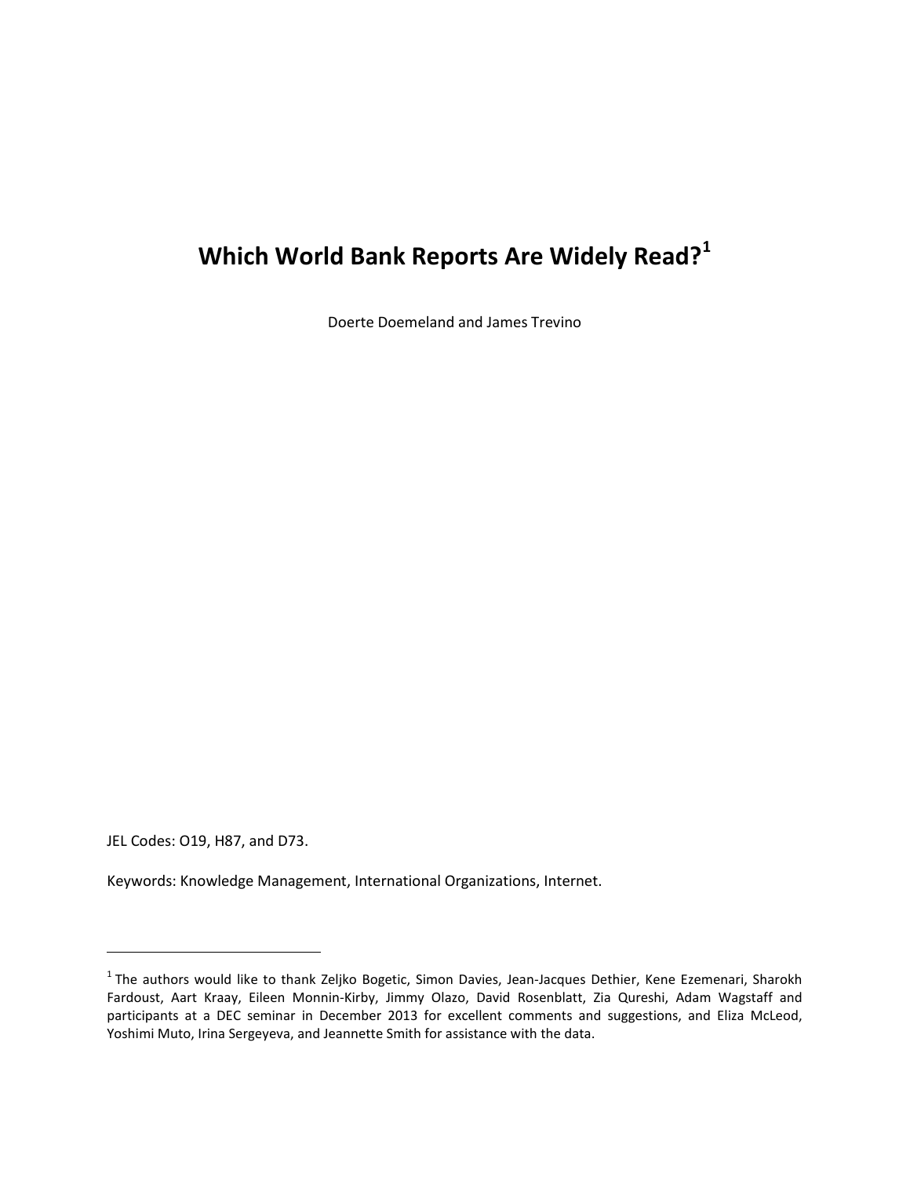# Which World Bank Reports Are Widely Read?[1]

Doerte Doemeland and James Trevino

JEL Codes: O19, H87, and D73.

Keywords: Knowledge Management, International Organizations, Internet.

[1] The authors would like to thank Zeljko Bogetic, Simon Davies, Jean-Jacques Dethier, Kene Ezemenari, Sharokh Fardoust, Aart Kraay, Eileen Monnin-Kirby, Jimmy Olazo, David Rosenblatt, Zia Qureshi, Adam Wagstaff and participants at a DEC seminar in December 2013 for excellent comments and suggestions, and Eliza McLeod, Yoshimi Muto, Irina Sergeyeva, and Jeannette Smith for assistance with the data.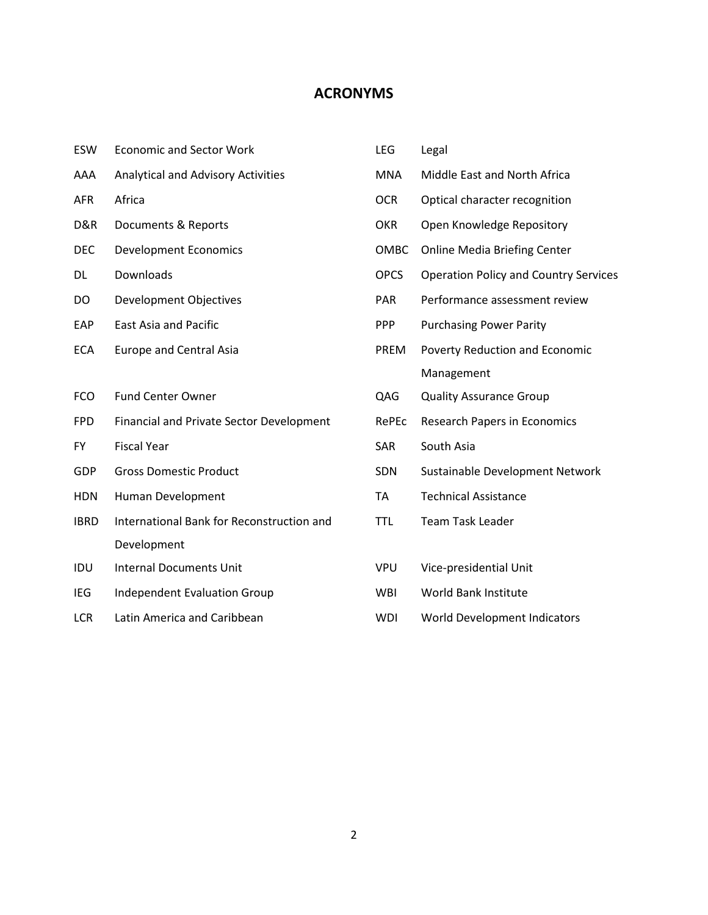## ACRONYMS

| | |
|---|---|
| ESW | Economic and Sector Work |
| AAA | Analytical and Advisory Activities |
| AFR | Africa |
| D&R | Documents & Reports |
| DEC | Development Economics |
| DL | Downloads |
| DO | Development Objectives |
| EAP | East Asia and Pacific |
| ECA | Europe and Central Asia |
| FCO | Fund Center Owner |
| FPD | Financial and Private Sector Development |
| FY | Fiscal Year |
| GDP | Gross Domestic Product |
| HDN | Human Development |
| IBRD | International Bank for Reconstruction and Development |
| IDU | Internal Documents Unit |
| IEG | Independent Evaluation Group |
| LCR | Latin America and Caribbean |
| LEG | Legal |
| MNA | Middle East and North Africa |
| OCR | Optical character recognition |
| OKR | Open Knowledge Repository |
| OMBC | Online Media Briefing Center |
| OPCS | Operation Policy and Country Services |
| PAR | Performance assessment review |
| PPP | Purchasing Power Parity |
| PREM | Poverty Reduction and Economic Management |
| QAG | Quality Assurance Group |
| RePEc | Research Papers in Economics |
| SAR | South Asia |
| SDN | Sustainable Development Network |
| TA | Technical Assistance |
| TTL | Team Task Leader |
| VPU | Vice-presidential Unit |
| WBI | World Bank Institute |
| WDI | World Development Indicators |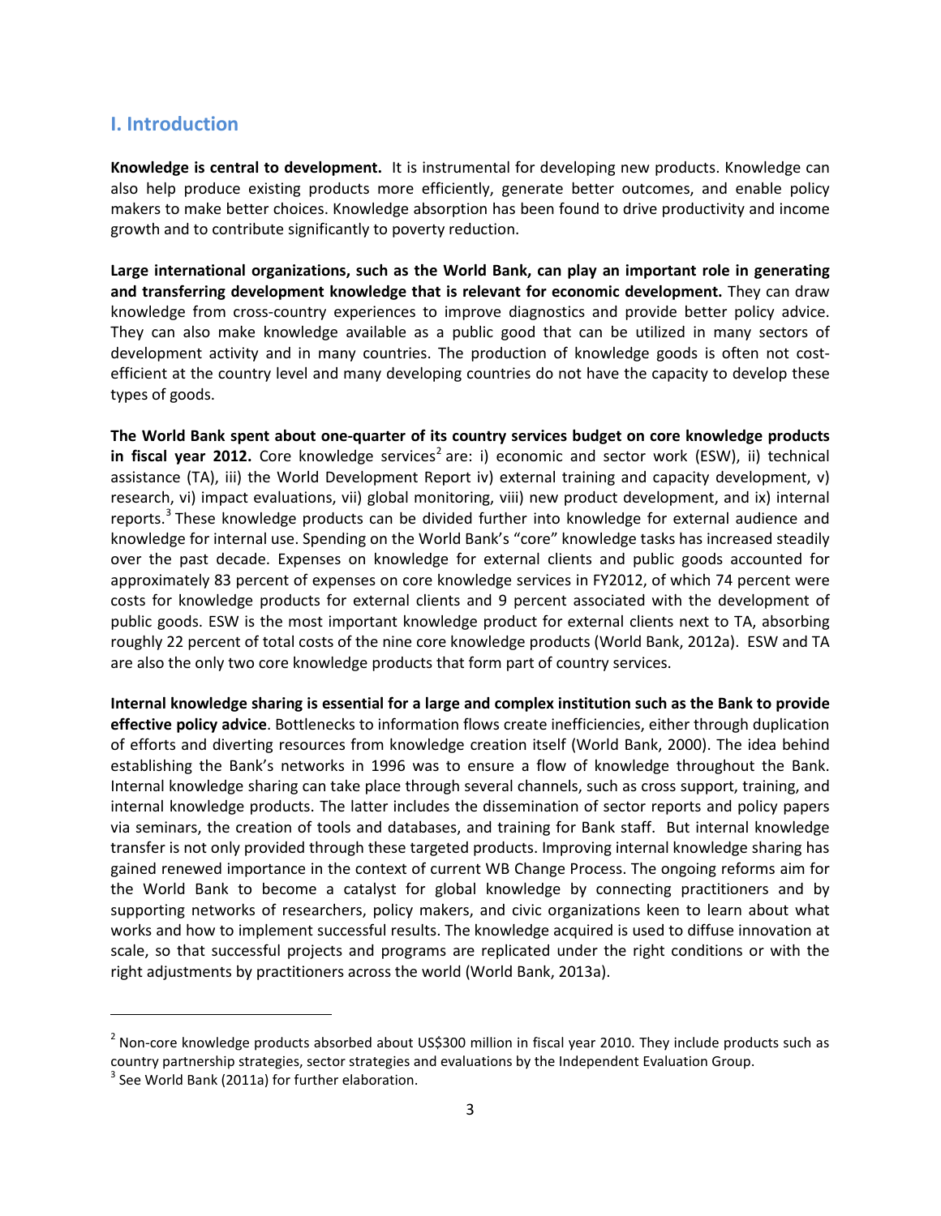## I. Introduction

**Knowledge is central to development.** It is instrumental for developing new products. Knowledge can also help produce existing products more efficiently, generate better outcomes, and enable policy makers to make better choices. Knowledge absorption has been found to drive productivity and income growth and to contribute significantly to poverty reduction.

**Large international organizations, such as the World Bank, can play an important role in generating and transferring development knowledge that is relevant for economic development.** They can draw knowledge from cross-country experiences to improve diagnostics and provide better policy advice. They can also make knowledge available as a public good that can be utilized in many sectors of development activity and in many countries. The production of knowledge goods is often not cost-efficient at the country level and many developing countries do not have the capacity to develop these types of goods.

**The World Bank spent about one-quarter of its country services budget on core knowledge products in fiscal year 2012.** Core knowledge services[2] are: i) economic and sector work (ESW), ii) technical assistance (TA), iii) the World Development Report iv) external training and capacity development, v) research, vi) impact evaluations, vii) global monitoring, viii) new product development, and ix) internal reports.[3] These knowledge products can be divided further into knowledge for external audience and knowledge for internal use. Spending on the World Bank's "core" knowledge tasks has increased steadily over the past decade. Expenses on knowledge for external clients and public goods accounted for approximately 83 percent of expenses on core knowledge services in FY2012, of which 74 percent were costs for knowledge products for external clients and 9 percent associated with the development of public goods. ESW is the most important knowledge product for external clients next to TA, absorbing roughly 22 percent of total costs of the nine core knowledge products (World Bank, 2012a). ESW and TA are also the only two core knowledge products that form part of country services.

**Internal knowledge sharing is essential for a large and complex institution such as the Bank to provide effective policy advice**. Bottlenecks to information flows create inefficiencies, either through duplication of efforts and diverting resources from knowledge creation itself (World Bank, 2000). The idea behind establishing the Bank's networks in 1996 was to ensure a flow of knowledge throughout the Bank. Internal knowledge sharing can take place through several channels, such as cross support, training, and internal knowledge products. The latter includes the dissemination of sector reports and policy papers via seminars, the creation of tools and databases, and training for Bank staff. But internal knowledge transfer is not only provided through these targeted products. Improving internal knowledge sharing has gained renewed importance in the context of current WB Change Process. The ongoing reforms aim for the World Bank to become a catalyst for global knowledge by connecting practitioners and by supporting networks of researchers, policy makers, and civic organizations keen to learn about what works and how to implement successful results. The knowledge acquired is used to diffuse innovation at scale, so that successful projects and programs are replicated under the right conditions or with the right adjustments by practitioners across the world (World Bank, 2013a).

---

[2] Non-core knowledge products absorbed about US$300 million in fiscal year 2010. They include products such as country partnership strategies, sector strategies and evaluations by the Independent Evaluation Group.

[3] See World Bank (2011a) for further elaboration.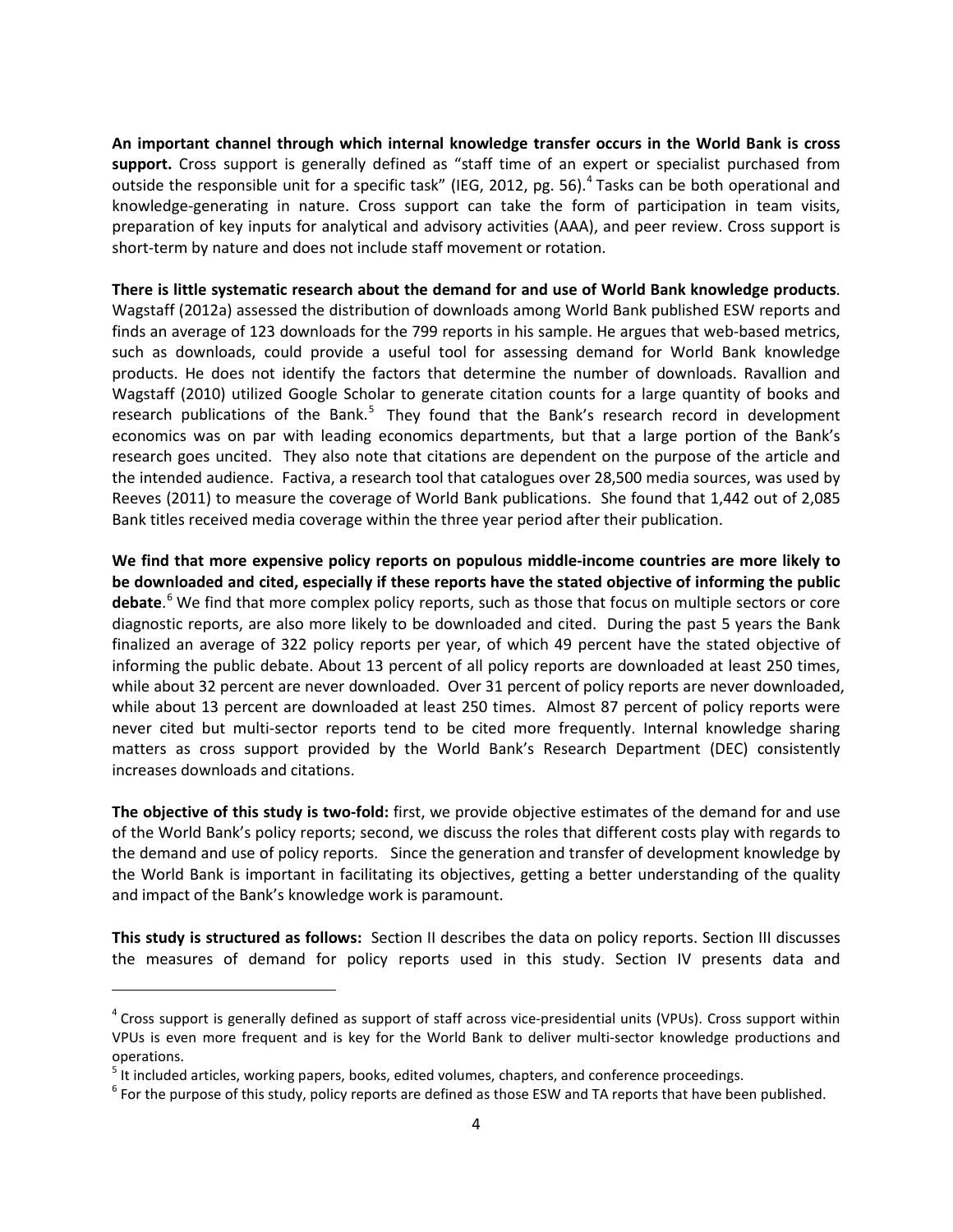**An important channel through which internal knowledge transfer occurs in the World Bank is cross support.** Cross support is generally defined as "staff time of an expert or specialist purchased from outside the responsible unit for a specific task" (IEG, 2012, pg. 56).[4] Tasks can be both operational and knowledge-generating in nature. Cross support can take the form of participation in team visits, preparation of key inputs for analytical and advisory activities (AAA), and peer review. Cross support is short-term by nature and does not include staff movement or rotation.

**There is little systematic research about the demand for and use of World Bank knowledge products**. Wagstaff (2012a) assessed the distribution of downloads among World Bank published ESW reports and finds an average of 123 downloads for the 799 reports in his sample. He argues that web-based metrics, such as downloads, could provide a useful tool for assessing demand for World Bank knowledge products. He does not identify the factors that determine the number of downloads. Ravallion and Wagstaff (2010) utilized Google Scholar to generate citation counts for a large quantity of books and research publications of the Bank.[5] They found that the Bank's research record in development economics was on par with leading economics departments, but that a large portion of the Bank's research goes uncited. They also note that citations are dependent on the purpose of the article and the intended audience. Factiva, a research tool that catalogues over 28,500 media sources, was used by Reeves (2011) to measure the coverage of World Bank publications. She found that 1,442 out of 2,085 Bank titles received media coverage within the three year period after their publication.

**We find that more expensive policy reports on populous middle-income countries are more likely to be downloaded and cited, especially if these reports have the stated objective of informing the public debate**.[6] We find that more complex policy reports, such as those that focus on multiple sectors or core diagnostic reports, are also more likely to be downloaded and cited. During the past 5 years the Bank finalized an average of 322 policy reports per year, of which 49 percent have the stated objective of informing the public debate. About 13 percent of all policy reports are downloaded at least 250 times, while about 32 percent are never downloaded. Over 31 percent of policy reports are never downloaded, while about 13 percent are downloaded at least 250 times. Almost 87 percent of policy reports were never cited but multi-sector reports tend to be cited more frequently. Internal knowledge sharing matters as cross support provided by the World Bank's Research Department (DEC) consistently increases downloads and citations.

**The objective of this study is two-fold:** first, we provide objective estimates of the demand for and use of the World Bank's policy reports; second, we discuss the roles that different costs play with regards to the demand and use of policy reports. Since the generation and transfer of development knowledge by the World Bank is important in facilitating its objectives, getting a better understanding of the quality and impact of the Bank's knowledge work is paramount.

**This study is structured as follows:** Section II describes the data on policy reports. Section III discusses the measures of demand for policy reports used in this study. Section IV presents data and

---

[4] Cross support is generally defined as support of staff across vice-presidential units (VPUs). Cross support within VPUs is even more frequent and is key for the World Bank to deliver multi-sector knowledge productions and operations.

[5] It included articles, working papers, books, edited volumes, chapters, and conference proceedings.

[6] For the purpose of this study, policy reports are defined as those ESW and TA reports that have been published.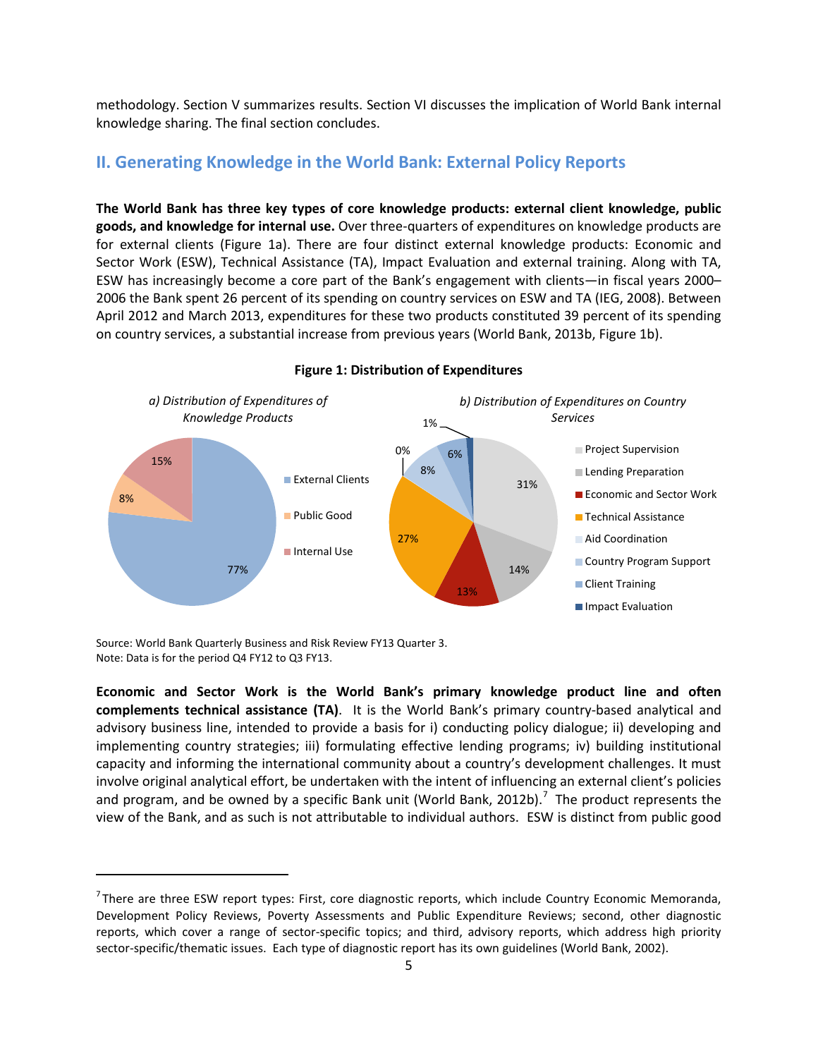methodology. Section V summarizes results. Section VI discusses the implication of World Bank internal knowledge sharing. The final section concludes.

## II. Generating Knowledge in the World Bank: External Policy Reports

**The World Bank has three key types of core knowledge products: external client knowledge, public goods, and knowledge for internal use.** Over three-quarters of expenditures on knowledge products are for external clients (Figure 1a). There are four distinct external knowledge products: Economic and Sector Work (ESW), Technical Assistance (TA), Impact Evaluation and external training. Along with TA, ESW has increasingly become a core part of the Bank's engagement with clients—in fiscal years 2000–2006 the Bank spent 26 percent of its spending on country services on ESW and TA (IEG, 2008). Between April 2012 and March 2013, expenditures for these two products constituted 39 percent of its spending on country services, a substantial increase from previous years (World Bank, 2013b, Figure 1b).

**Figure 1: Distribution of Expenditures**

*a) Distribution of Expenditures of Knowledge Products*

| Category | Share |
|---|---|
| External Clients | 77% |
| Public Good | 8% |
| Internal Use | 15% |

*b) Distribution of Expenditures on Country Services*

| Category | Share |
|---|---|
| Project Supervision | 31% |
| Lending Preparation | 14% |
| Economic and Sector Work | 13% |
| Technical Assistance | 27% |
| Aid Coordination | 0% |
| Country Program Support | 8% |
| Client Training | 6% |
| Impact Evaluation | 1% |

Source: World Bank Quarterly Business and Risk Review FY13 Quarter 3.
Note: Data is for the period Q4 FY12 to Q3 FY13.

**Economic and Sector Work is the World Bank's primary knowledge product line and often complements technical assistance (TA).** It is the World Bank's primary country-based analytical and advisory business line, intended to provide a basis for i) conducting policy dialogue; ii) developing and implementing country strategies; iii) formulating effective lending programs; iv) building institutional capacity and informing the international community about a country's development challenges. It must involve original analytical effort, be undertaken with the intent of influencing an external client's policies and program, and be owned by a specific Bank unit (World Bank, 2012b).[7] The product represents the view of the Bank, and as such is not attributable to individual authors. ESW is distinct from public good

---

[7] There are three ESW report types: First, core diagnostic reports, which include Country Economic Memoranda, Development Policy Reviews, Poverty Assessments and Public Expenditure Reviews; second, other diagnostic reports, which cover a range of sector-specific topics; and third, advisory reports, which address high priority sector-specific/thematic issues. Each type of diagnostic report has its own guidelines (World Bank, 2002).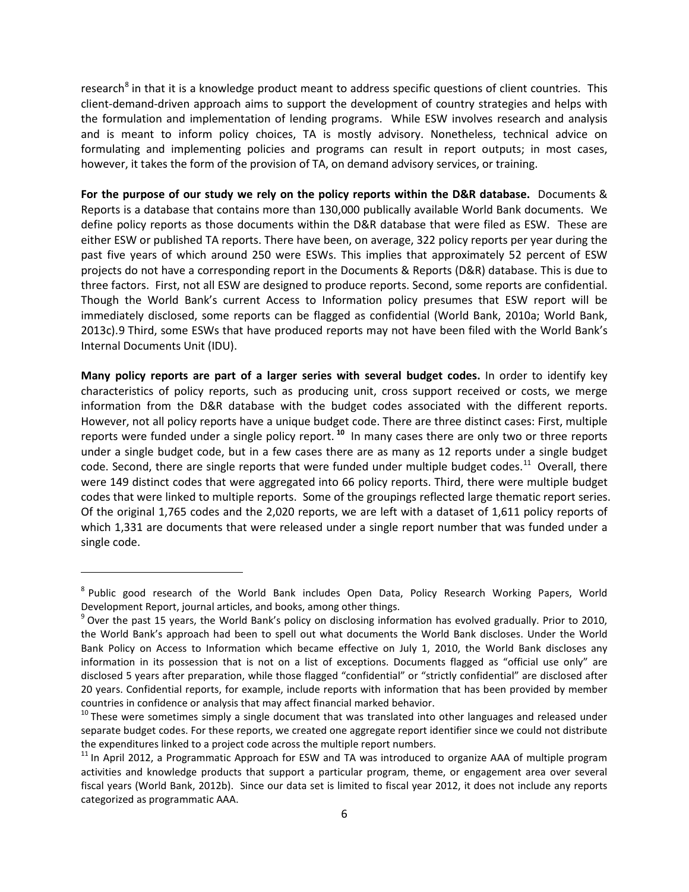research[8] in that it is a knowledge product meant to address specific questions of client countries. This client-demand-driven approach aims to support the development of country strategies and helps with the formulation and implementation of lending programs. While ESW involves research and analysis and is meant to inform policy choices, TA is mostly advisory. Nonetheless, technical advice on formulating and implementing policies and programs can result in report outputs; in most cases, however, it takes the form of the provision of TA, on demand advisory services, or training.

**For the purpose of our study we rely on the policy reports within the D&R database.** Documents & Reports is a database that contains more than 130,000 publically available World Bank documents. We define policy reports as those documents within the D&R database that were filed as ESW. These are either ESW or published TA reports. There have been, on average, 322 policy reports per year during the past five years of which around 250 were ESWs. This implies that approximately 52 percent of ESW projects do not have a corresponding report in the Documents & Reports (D&R) database. This is due to three factors. First, not all ESW are designed to produce reports. Second, some reports are confidential. Though the World Bank's current Access to Information policy presumes that ESW report will be immediately disclosed, some reports can be flagged as confidential (World Bank, 2010a; World Bank, 2013c).9 Third, some ESWs that have produced reports may not have been filed with the World Bank's Internal Documents Unit (IDU).

**Many policy reports are part of a larger series with several budget codes.** In order to identify key characteristics of policy reports, such as producing unit, cross support received or costs, we merge information from the D&R database with the budget codes associated with the different reports. However, not all policy reports have a unique budget code. There are three distinct cases: First, multiple reports were funded under a single policy report. [10] In many cases there are only two or three reports under a single budget code, but in a few cases there are as many as 12 reports under a single budget code. Second, there are single reports that were funded under multiple budget codes.[11] Overall, there were 149 distinct codes that were aggregated into 66 policy reports. Third, there were multiple budget codes that were linked to multiple reports. Some of the groupings reflected large thematic report series. Of the original 1,765 codes and the 2,020 reports, we are left with a dataset of 1,611 policy reports of which 1,331 are documents that were released under a single report number that was funded under a single code.

---

[8] Public good research of the World Bank includes Open Data, Policy Research Working Papers, World Development Report, journal articles, and books, among other things.

[9] Over the past 15 years, the World Bank's policy on disclosing information has evolved gradually. Prior to 2010, the World Bank's approach had been to spell out what documents the World Bank discloses. Under the World Bank Policy on Access to Information which became effective on July 1, 2010, the World Bank discloses any information in its possession that is not on a list of exceptions. Documents flagged as "official use only" are disclosed 5 years after preparation, while those flagged "confidential" or "strictly confidential" are disclosed after 20 years. Confidential reports, for example, include reports with information that has been provided by member countries in confidence or analysis that may affect financial marked behavior.

[10] These were sometimes simply a single document that was translated into other languages and released under separate budget codes. For these reports, we created one aggregate report identifier since we could not distribute the expenditures linked to a project code across the multiple report numbers.

[11] In April 2012, a Programmatic Approach for ESW and TA was introduced to organize AAA of multiple program activities and knowledge products that support a particular program, theme, or engagement area over several fiscal years (World Bank, 2012b). Since our data set is limited to fiscal year 2012, it does not include any reports categorized as programmatic AAA.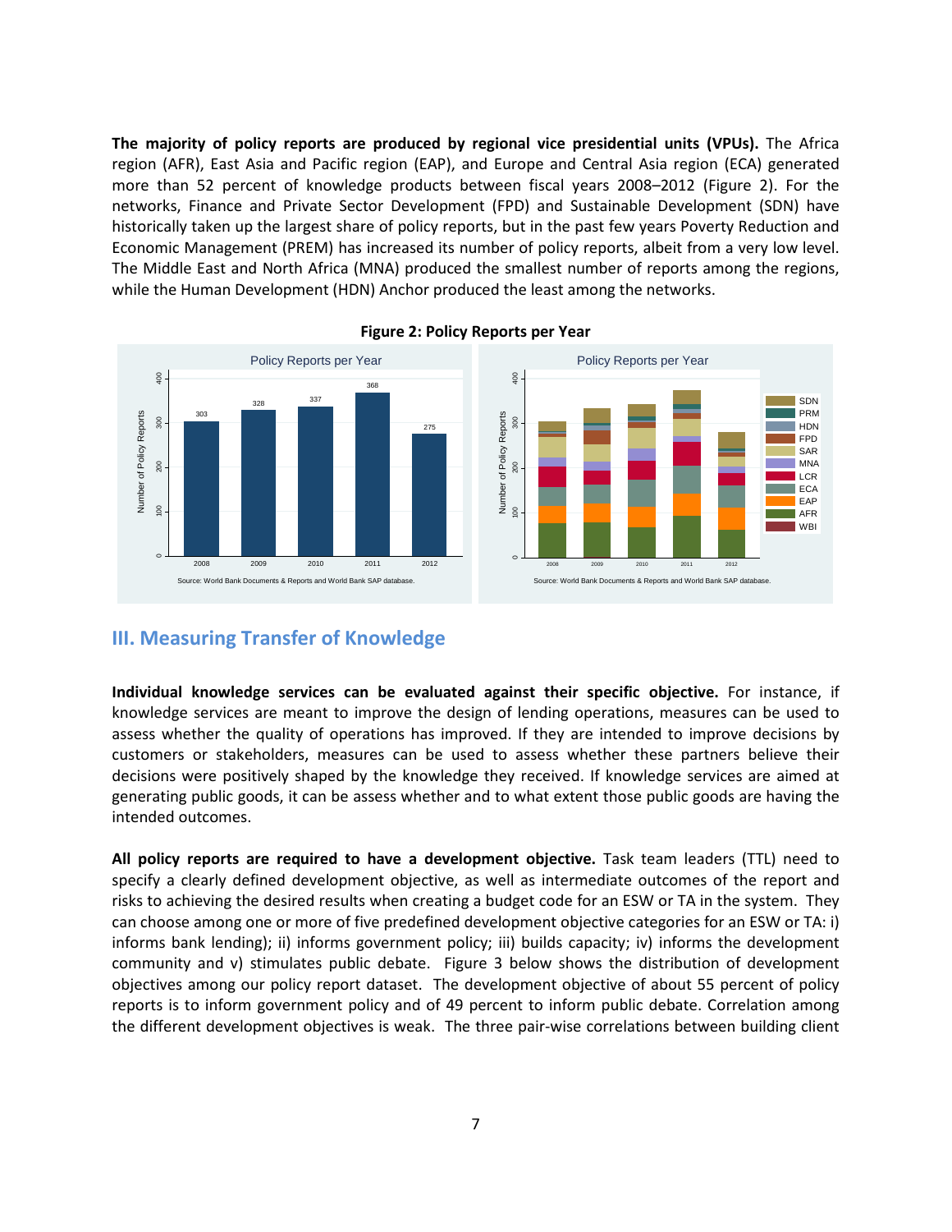**The majority of policy reports are produced by regional vice presidential units (VPUs).** The Africa region (AFR), East Asia and Pacific region (EAP), and Europe and Central Asia region (ECA) generated more than 52 percent of knowledge products between fiscal years 2008–2012 (Figure 2). For the networks, Finance and Private Sector Development (FPD) and Sustainable Development (SDN) have historically taken up the largest share of policy reports, but in the past few years Poverty Reduction and Economic Management (PREM) has increased its number of policy reports, albeit from a very low level. The Middle East and North Africa (MNA) produced the smallest number of reports among the regions, while the Human Development (HDN) Anchor produced the least among the networks.

**Figure 2: Policy Reports per Year**

## III. Measuring Transfer of Knowledge

**Individual knowledge services can be evaluated against their specific objective.** For instance, if knowledge services are meant to improve the design of lending operations, measures can be used to assess whether the quality of operations has improved. If they are intended to improve decisions by customers or stakeholders, measures can be used to assess whether these partners believe their decisions were positively shaped by the knowledge they received. If knowledge services are aimed at generating public goods, it can be assess whether and to what extent those public goods are having the intended outcomes.

**All policy reports are required to have a development objective.** Task team leaders (TTL) need to specify a clearly defined development objective, as well as intermediate outcomes of the report and risks to achieving the desired results when creating a budget code for an ESW or TA in the system. They can choose among one or more of five predefined development objective categories for an ESW or TA: i) informs bank lending); ii) informs government policy; iii) builds capacity; iv) informs the development community and v) stimulates public debate. Figure 3 below shows the distribution of development objectives among our policy report dataset. The development objective of about 55 percent of policy reports is to inform government policy and of 49 percent to inform public debate. Correlation among the different development objectives is weak. The three pair-wise correlations between building client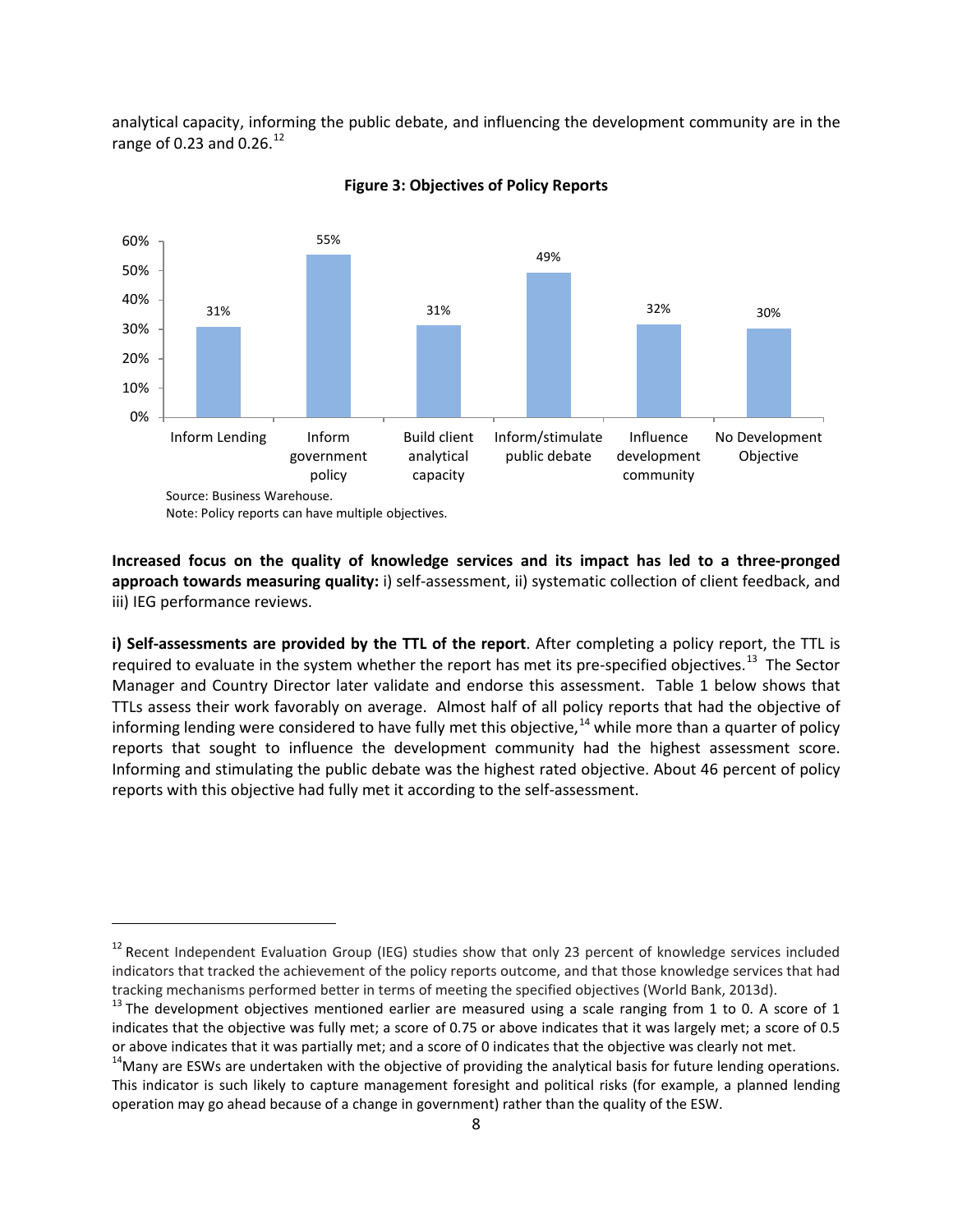analytical capacity, informing the public debate, and influencing the development community are in the range of 0.23 and 0.26.[12]

**Figure 3: Objectives of Policy Reports**

| Objective | Share |
|---|---|
| Inform Lending | 31% |
| Inform government policy | 55% |
| Build client analytical capacity | 31% |
| Inform/stimulate public debate | 49% |
| Influence development community | 32% |
| No Development Objective | 30% |

Source: Business Warehouse.
Note: Policy reports can have multiple objectives.

**Increased focus on the quality of knowledge services and its impact has led to a three-pronged approach towards measuring quality:** i) self-assessment, ii) systematic collection of client feedback, and iii) IEG performance reviews.

**i) Self-assessments are provided by the TTL of the report**. After completing a policy report, the TTL is required to evaluate in the system whether the report has met its pre-specified objectives.[13] The Sector Manager and Country Director later validate and endorse this assessment. Table 1 below shows that TTLs assess their work favorably on average. Almost half of all policy reports that had the objective of informing lending were considered to have fully met this objective,[14] while more than a quarter of policy reports that sought to influence the development community had the highest assessment score. Informing and stimulating the public debate was the highest rated objective. About 46 percent of policy reports with this objective had fully met it according to the self-assessment.

---

[12] Recent Independent Evaluation Group (IEG) studies show that only 23 percent of knowledge services included indicators that tracked the achievement of the policy reports outcome, and that those knowledge services that had tracking mechanisms performed better in terms of meeting the specified objectives (World Bank, 2013d).

[13] The development objectives mentioned earlier are measured using a scale ranging from 1 to 0. A score of 1 indicates that the objective was fully met; a score of 0.75 or above indicates that it was largely met; a score of 0.5 or above indicates that it was partially met; and a score of 0 indicates that the objective was clearly not met.

[14] Many are ESWs are undertaken with the objective of providing the analytical basis for future lending operations. This indicator is such likely to capture management foresight and political risks (for example, a planned lending operation may go ahead because of a change in government) rather than the quality of the ESW.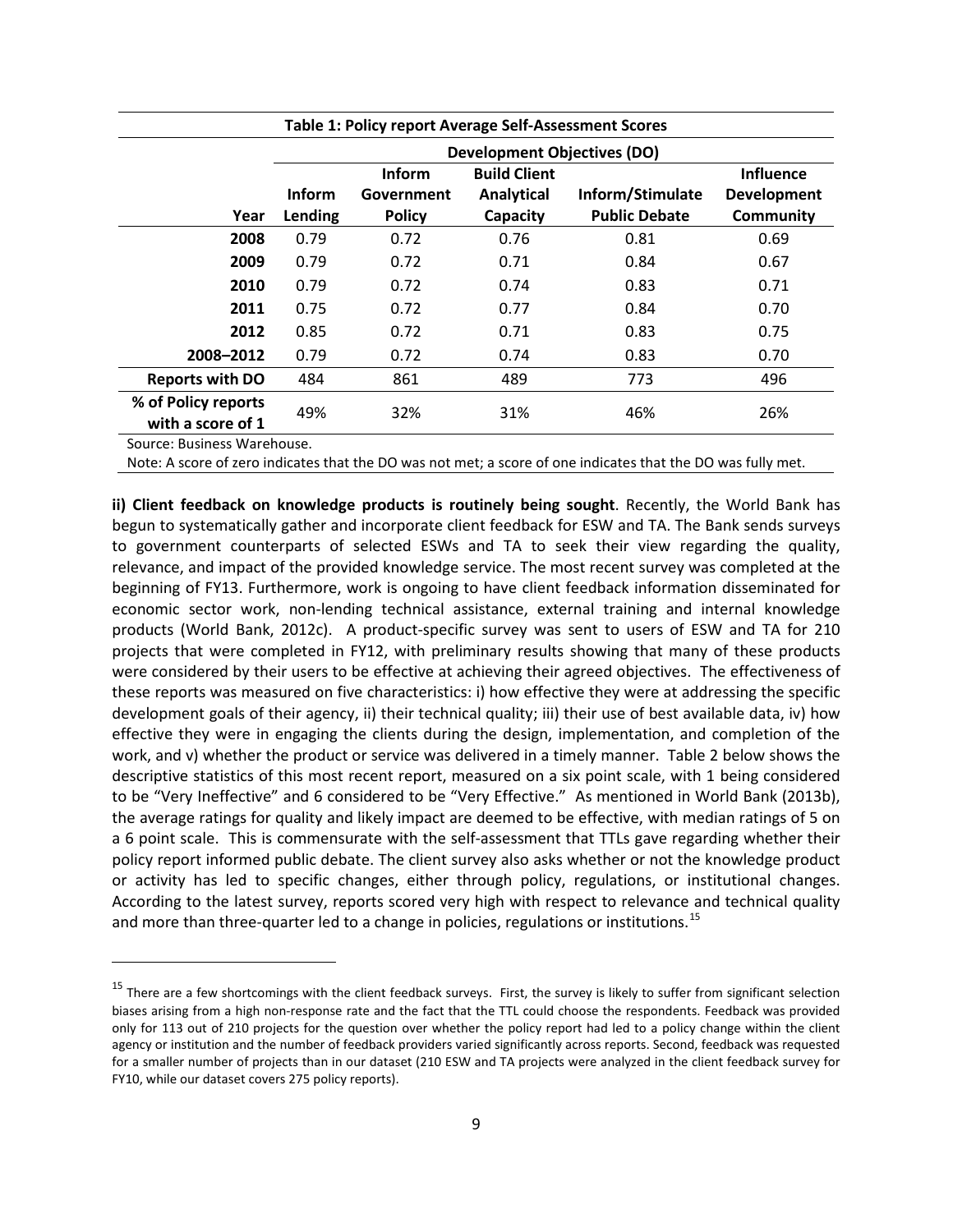**Table 1: Policy report Average Self-Assessment Scores**

| | Development Objectives (DO) | | | | |
|---|---|---|---|---|---|
| **Year** | **Inform Lending** | **Inform Government Policy** | **Build Client Analytical Capacity** | **Inform/Stimulate Public Debate** | **Influence Development Community** |
| **2008** | 0.79 | 0.72 | 0.76 | 0.81 | 0.69 |
| **2009** | 0.79 | 0.72 | 0.71 | 0.84 | 0.67 |
| **2010** | 0.79 | 0.72 | 0.74 | 0.83 | 0.71 |
| **2011** | 0.75 | 0.72 | 0.77 | 0.84 | 0.70 |
| **2012** | 0.85 | 0.72 | 0.71 | 0.83 | 0.75 |
| **2008–2012** | 0.79 | 0.72 | 0.74 | 0.83 | 0.70 |
| **Reports with DO** | 484 | 861 | 489 | 773 | 496 |
| **% of Policy reports with a score of 1** | 49% | 32% | 31% | 46% | 26% |

Source: Business Warehouse.

Note: A score of zero indicates that the DO was not met; a score of one indicates that the DO was fully met.

**ii) Client feedback on knowledge products is routinely being sought**. Recently, the World Bank has begun to systematically gather and incorporate client feedback for ESW and TA. The Bank sends surveys to government counterparts of selected ESWs and TA to seek their view regarding the quality, relevance, and impact of the provided knowledge service. The most recent survey was completed at the beginning of FY13. Furthermore, work is ongoing to have client feedback information disseminated for economic sector work, non-lending technical assistance, external training and internal knowledge products (World Bank, 2012c). A product-specific survey was sent to users of ESW and TA for 210 projects that were completed in FY12, with preliminary results showing that many of these products were considered by their users to be effective at achieving their agreed objectives. The effectiveness of these reports was measured on five characteristics: i) how effective they were at addressing the specific development goals of their agency, ii) their technical quality; iii) their use of best available data, iv) how effective they were in engaging the clients during the design, implementation, and completion of the work, and v) whether the product or service was delivered in a timely manner. Table 2 below shows the descriptive statistics of this most recent report, measured on a six point scale, with 1 being considered to be "Very Ineffective" and 6 considered to be "Very Effective." As mentioned in World Bank (2013b), the average ratings for quality and likely impact are deemed to be effective, with median ratings of 5 on a 6 point scale. This is commensurate with the self-assessment that TTLs gave regarding whether their policy report informed public debate. The client survey also asks whether or not the knowledge product or activity has led to specific changes, either through policy, regulations, or institutional changes. According to the latest survey, reports scored very high with respect to relevance and technical quality and more than three-quarter led to a change in policies, regulations or institutions.[15]

---

[15] There are a few shortcomings with the client feedback surveys. First, the survey is likely to suffer from significant selection biases arising from a high non-response rate and the fact that the TTL could choose the respondents. Feedback was provided only for 113 out of 210 projects for the question over whether the policy report had led to a policy change within the client agency or institution and the number of feedback providers varied significantly across reports. Second, feedback was requested for a smaller number of projects than in our dataset (210 ESW and TA projects were analyzed in the client feedback survey for FY10, while our dataset covers 275 policy reports).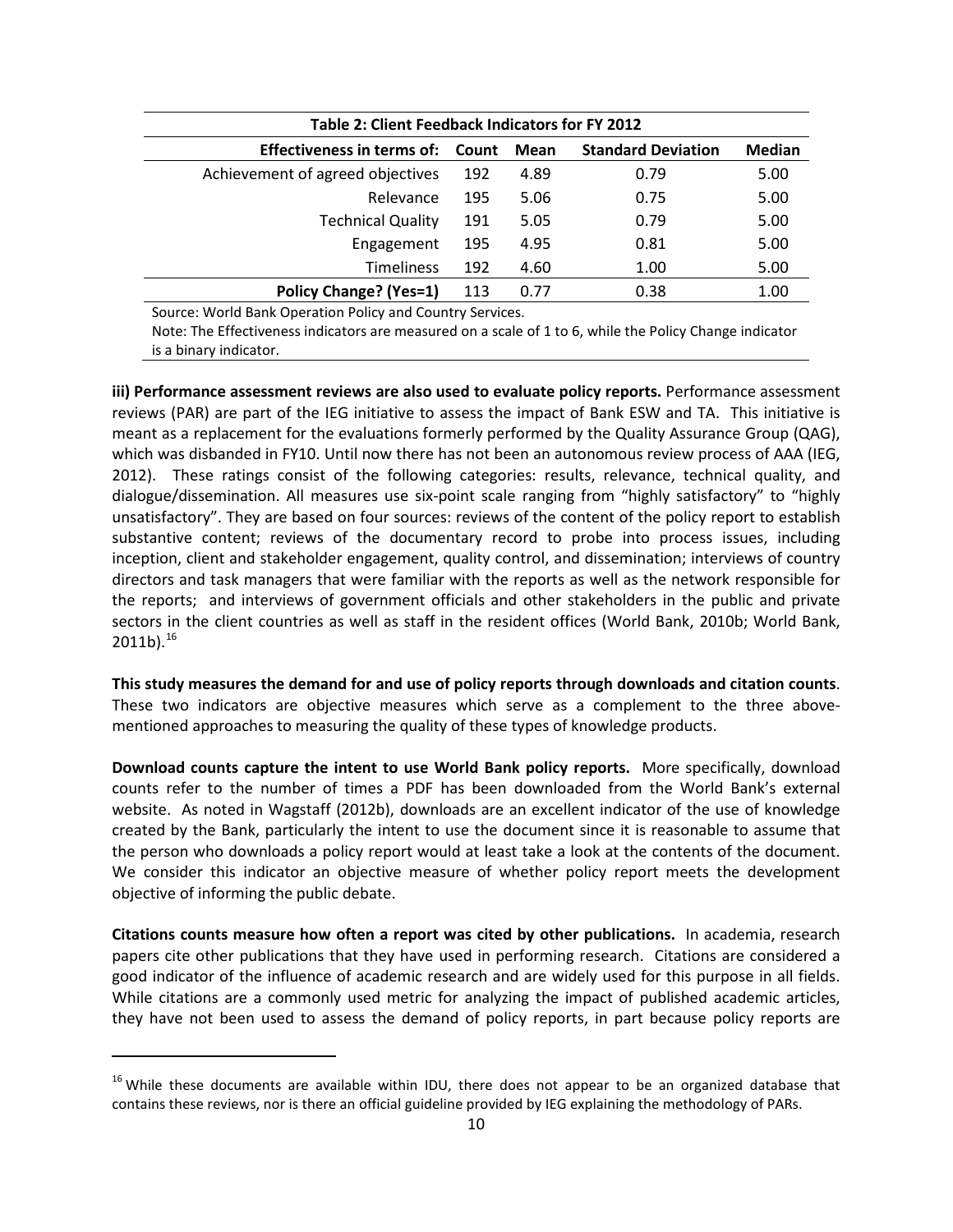| Table 2: Client Feedback Indicators for FY 2012 | | | | |
|---|---|---|---|---|
| **Effectiveness in terms of:** | **Count** | **Mean** | **Standard Deviation** | **Median** |
| Achievement of agreed objectives | 192 | 4.89 | 0.79 | 5.00 |
| Relevance | 195 | 5.06 | 0.75 | 5.00 |
| Technical Quality | 191 | 5.05 | 0.79 | 5.00 |
| Engagement | 195 | 4.95 | 0.81 | 5.00 |
| Timeliness | 192 | 4.60 | 1.00 | 5.00 |
| **Policy Change? (Yes=1)** | 113 | 0.77 | 0.38 | 1.00 |

Source: World Bank Operation Policy and Country Services.

Note: The Effectiveness indicators are measured on a scale of 1 to 6, while the Policy Change indicator is a binary indicator.

**iii) Performance assessment reviews are also used to evaluate policy reports.** Performance assessment reviews (PAR) are part of the IEG initiative to assess the impact of Bank ESW and TA. This initiative is meant as a replacement for the evaluations formerly performed by the Quality Assurance Group (QAG), which was disbanded in FY10. Until now there has not been an autonomous review process of AAA (IEG, 2012). These ratings consist of the following categories: results, relevance, technical quality, and dialogue/dissemination. All measures use six-point scale ranging from "highly satisfactory" to "highly unsatisfactory". They are based on four sources: reviews of the content of the policy report to establish substantive content; reviews of the documentary record to probe into process issues, including inception, client and stakeholder engagement, quality control, and dissemination; interviews of country directors and task managers that were familiar with the reports as well as the network responsible for the reports; and interviews of government officials and other stakeholders in the public and private sectors in the client countries as well as staff in the resident offices (World Bank, 2010b; World Bank, 2011b).[16]

**This study measures the demand for and use of policy reports through downloads and citation counts**. These two indicators are objective measures which serve as a complement to the three above-mentioned approaches to measuring the quality of these types of knowledge products.

**Download counts capture the intent to use World Bank policy reports.** More specifically, download counts refer to the number of times a PDF has been downloaded from the World Bank's external website. As noted in Wagstaff (2012b), downloads are an excellent indicator of the use of knowledge created by the Bank, particularly the intent to use the document since it is reasonable to assume that the person who downloads a policy report would at least take a look at the contents of the document. We consider this indicator an objective measure of whether policy report meets the development objective of informing the public debate.

**Citations counts measure how often a report was cited by other publications.** In academia, research papers cite other publications that they have used in performing research. Citations are considered a good indicator of the influence of academic research and are widely used for this purpose in all fields. While citations are a commonly used metric for analyzing the impact of published academic articles, they have not been used to assess the demand of policy reports, in part because policy reports are

[16] While these documents are available within IDU, there does not appear to be an organized database that contains these reviews, nor is there an official guideline provided by IEG explaining the methodology of PARs.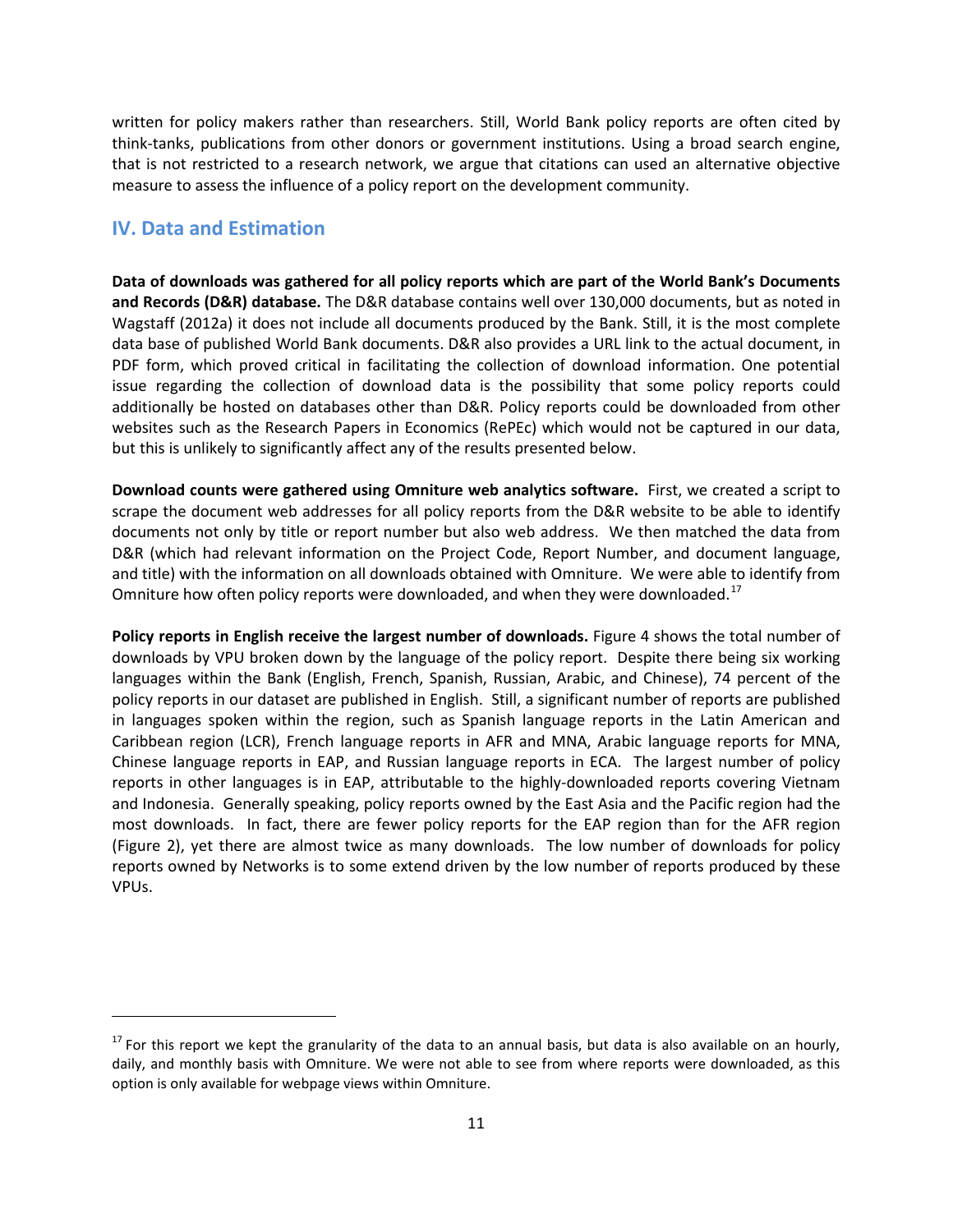written for policy makers rather than researchers. Still, World Bank policy reports are often cited by think-tanks, publications from other donors or government institutions. Using a broad search engine, that is not restricted to a research network, we argue that citations can used an alternative objective measure to assess the influence of a policy report on the development community.

## IV. Data and Estimation

**Data of downloads was gathered for all policy reports which are part of the World Bank's Documents and Records (D&R) database.** The D&R database contains well over 130,000 documents, but as noted in Wagstaff (2012a) it does not include all documents produced by the Bank. Still, it is the most complete data base of published World Bank documents. D&R also provides a URL link to the actual document, in PDF form, which proved critical in facilitating the collection of download information. One potential issue regarding the collection of download data is the possibility that some policy reports could additionally be hosted on databases other than D&R. Policy reports could be downloaded from other websites such as the Research Papers in Economics (RePEc) which would not be captured in our data, but this is unlikely to significantly affect any of the results presented below.

**Download counts were gathered using Omniture web analytics software.** First, we created a script to scrape the document web addresses for all policy reports from the D&R website to be able to identify documents not only by title or report number but also web address. We then matched the data from D&R (which had relevant information on the Project Code, Report Number, and document language, and title) with the information on all downloads obtained with Omniture. We were able to identify from Omniture how often policy reports were downloaded, and when they were downloaded.[17]

**Policy reports in English receive the largest number of downloads.** Figure 4 shows the total number of downloads by VPU broken down by the language of the policy report. Despite there being six working languages within the Bank (English, French, Spanish, Russian, Arabic, and Chinese), 74 percent of the policy reports in our dataset are published in English. Still, a significant number of reports are published in languages spoken within the region, such as Spanish language reports in the Latin American and Caribbean region (LCR), French language reports in AFR and MNA, Arabic language reports for MNA, Chinese language reports in EAP, and Russian language reports in ECA. The largest number of policy reports in other languages is in EAP, attributable to the highly-downloaded reports covering Vietnam and Indonesia. Generally speaking, policy reports owned by the East Asia and the Pacific region had the most downloads. In fact, there are fewer policy reports for the EAP region than for the AFR region (Figure 2), yet there are almost twice as many downloads. The low number of downloads for policy reports owned by Networks is to some extend driven by the low number of reports produced by these VPUs.

---

[17] For this report we kept the granularity of the data to an annual basis, but data is also available on an hourly, daily, and monthly basis with Omniture. We were not able to see from where reports were downloaded, as this option is only available for webpage views within Omniture.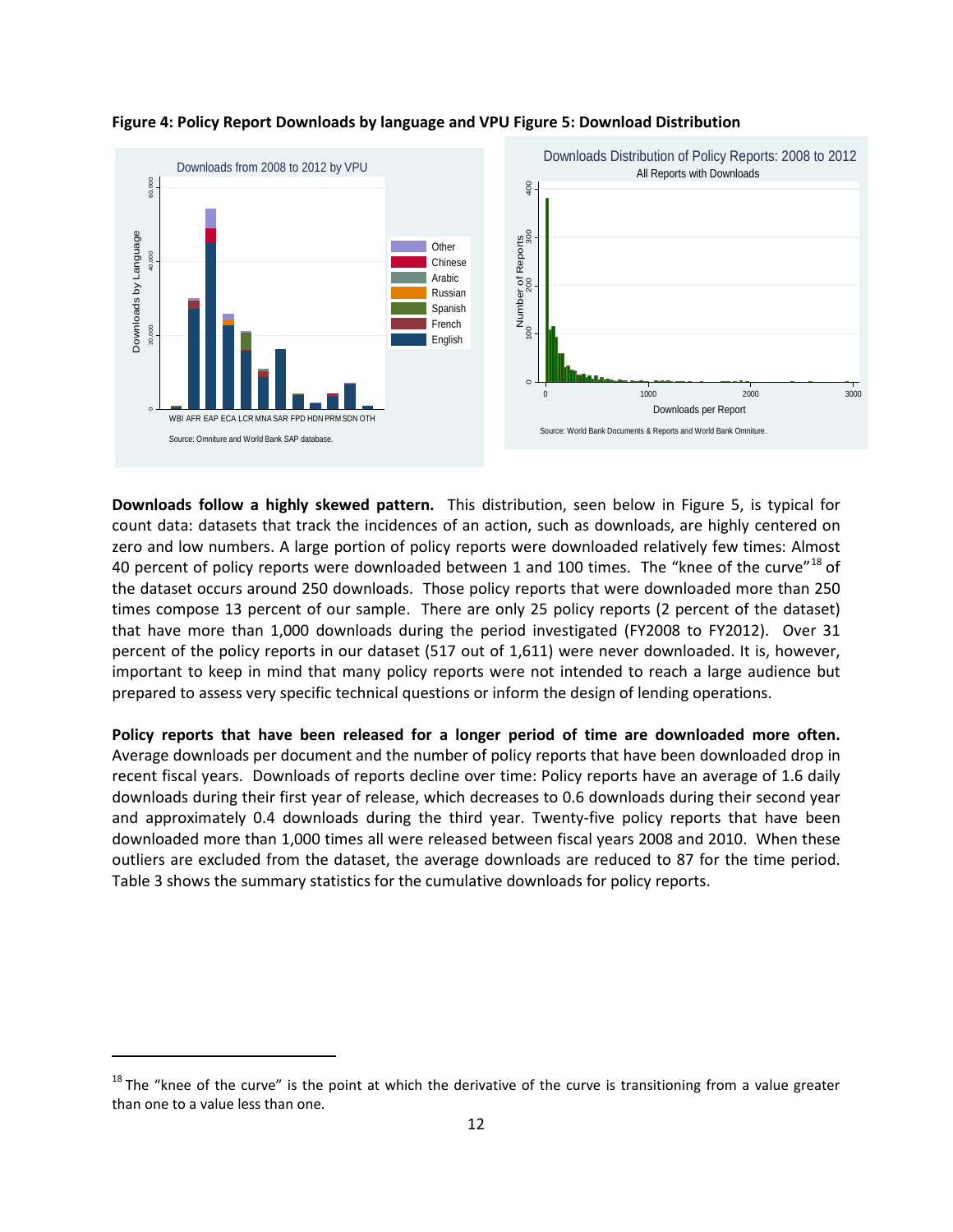**Figure 4: Policy Report Downloads by language and VPU Figure 5: Download Distribution**

**Downloads follow a highly skewed pattern.** This distribution, seen below in Figure 5, is typical for count data: datasets that track the incidences of an action, such as downloads, are highly centered on zero and low numbers. A large portion of policy reports were downloaded relatively few times: Almost 40 percent of policy reports were downloaded between 1 and 100 times. The "knee of the curve"[18] of the dataset occurs around 250 downloads. Those policy reports that were downloaded more than 250 times compose 13 percent of our sample. There are only 25 policy reports (2 percent of the dataset) that have more than 1,000 downloads during the period investigated (FY2008 to FY2012). Over 31 percent of the policy reports in our dataset (517 out of 1,611) were never downloaded. It is, however, important to keep in mind that many policy reports were not intended to reach a large audience but prepared to assess very specific technical questions or inform the design of lending operations.

**Policy reports that have been released for a longer period of time are downloaded more often.** Average downloads per document and the number of policy reports that have been downloaded drop in recent fiscal years. Downloads of reports decline over time: Policy reports have an average of 1.6 daily downloads during their first year of release, which decreases to 0.6 downloads during their second year and approximately 0.4 downloads during the third year. Twenty-five policy reports that have been downloaded more than 1,000 times all were released between fiscal years 2008 and 2010. When these outliers are excluded from the dataset, the average downloads are reduced to 87 for the time period. Table 3 shows the summary statistics for the cumulative downloads for policy reports.

[18] The "knee of the curve" is the point at which the derivative of the curve is transitioning from a value greater than one to a value less than one.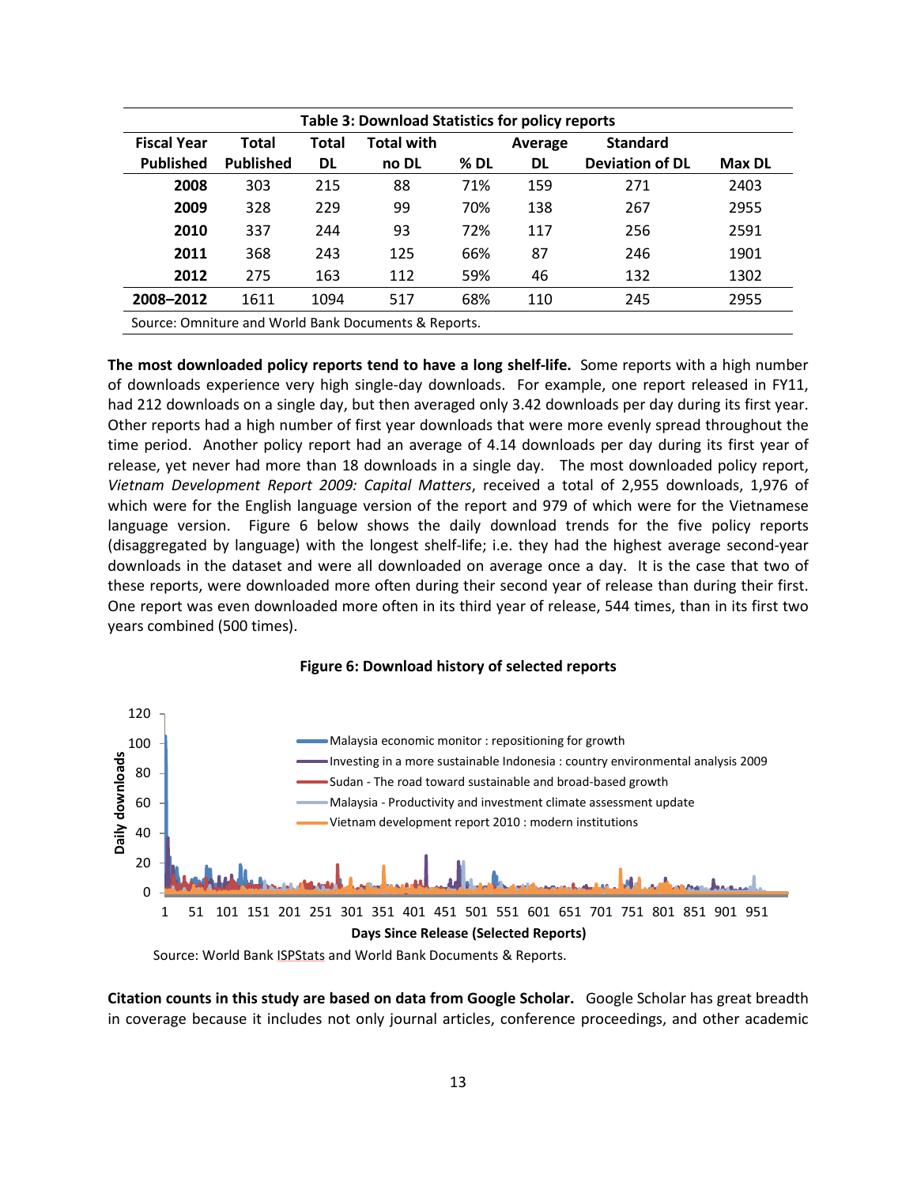| Table 3: Download Statistics for policy reports | | | | | | | |
|---|---|---|---|---|---|---|---|
| Fiscal Year Published | Total Published | Total DL | Total with no DL | % DL | Average DL | Standard Deviation of DL | Max DL |
| **2008** | 303 | 215 | 88 | 71% | 159 | 271 | 2403 |
| **2009** | 328 | 229 | 99 | 70% | 138 | 267 | 2955 |
| **2010** | 337 | 244 | 93 | 72% | 117 | 256 | 2591 |
| **2011** | 368 | 243 | 125 | 66% | 87 | 246 | 1901 |
| **2012** | 275 | 163 | 112 | 59% | 46 | 132 | 1302 |
| **2008–2012** | 1611 | 1094 | 517 | 68% | 110 | 245 | 2955 |

Source: Omniture and World Bank Documents & Reports.

**The most downloaded policy reports tend to have a long shelf-life.** Some reports with a high number of downloads experience very high single-day downloads. For example, one report released in FY11, had 212 downloads on a single day, but then averaged only 3.42 downloads per day during its first year. Other reports had a high number of first year downloads that were more evenly spread throughout the time period. Another policy report had an average of 4.14 downloads per day during its first year of release, yet never had more than 18 downloads in a single day. The most downloaded policy report, *Vietnam Development Report 2009: Capital Matters*, received a total of 2,955 downloads, 1,976 of which were for the English language version of the report and 979 of which were for the Vietnamese language version. Figure 6 below shows the daily download trends for the five policy reports (disaggregated by language) with the longest shelf-life; i.e. they had the highest average second-year downloads in the dataset and were all downloaded on average once a day. It is the case that two of these reports, were downloaded more often during their second year of release than during their first. One report was even downloaded more often in its third year of release, 544 times, than in its first two years combined (500 times).

**Figure 6: Download history of selected reports**

Source: World Bank ISPStats and World Bank Documents & Reports.

**Citation counts in this study are based on data from Google Scholar.** Google Scholar has great breadth in coverage because it includes not only journal articles, conference proceedings, and other academic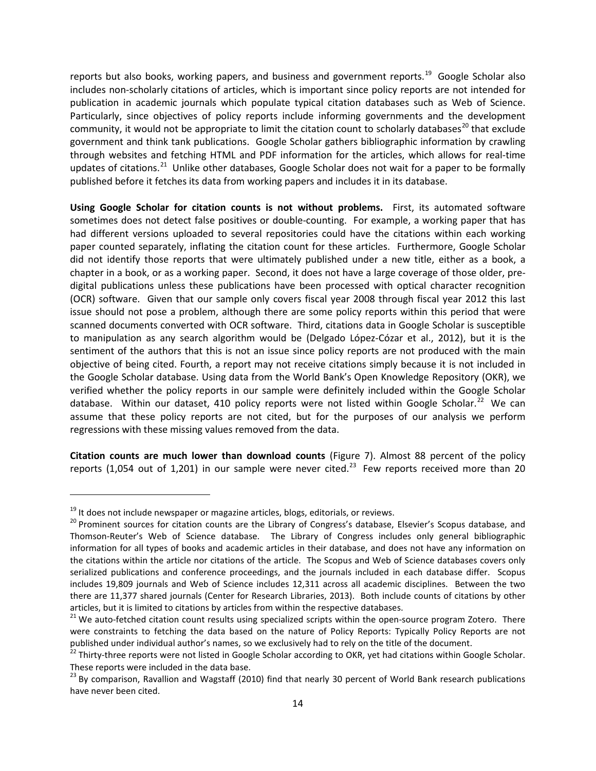reports but also books, working papers, and business and government reports.[19] Google Scholar also includes non-scholarly citations of articles, which is important since policy reports are not intended for publication in academic journals which populate typical citation databases such as Web of Science. Particularly, since objectives of policy reports include informing governments and the development community, it would not be appropriate to limit the citation count to scholarly databases[20] that exclude government and think tank publications. Google Scholar gathers bibliographic information by crawling through websites and fetching HTML and PDF information for the articles, which allows for real-time updates of citations.[21] Unlike other databases, Google Scholar does not wait for a paper to be formally published before it fetches its data from working papers and includes it in its database.

**Using Google Scholar for citation counts is not without problems.** First, its automated software sometimes does not detect false positives or double-counting. For example, a working paper that has had different versions uploaded to several repositories could have the citations within each working paper counted separately, inflating the citation count for these articles. Furthermore, Google Scholar did not identify those reports that were ultimately published under a new title, either as a book, a chapter in a book, or as a working paper. Second, it does not have a large coverage of those older, pre-digital publications unless these publications have been processed with optical character recognition (OCR) software. Given that our sample only covers fiscal year 2008 through fiscal year 2012 this last issue should not pose a problem, although there are some policy reports within this period that were scanned documents converted with OCR software. Third, citations data in Google Scholar is susceptible to manipulation as any search algorithm would be (Delgado López-Cózar et al., 2012), but it is the sentiment of the authors that this is not an issue since policy reports are not produced with the main objective of being cited. Fourth, a report may not receive citations simply because it is not included in the Google Scholar database. Using data from the World Bank's Open Knowledge Repository (OKR), we verified whether the policy reports in our sample were definitely included within the Google Scholar database. Within our dataset, 410 policy reports were not listed within Google Scholar.[22] We can assume that these policy reports are not cited, but for the purposes of our analysis we perform regressions with these missing values removed from the data.

**Citation counts are much lower than download counts** (Figure 7). Almost 88 percent of the policy reports (1,054 out of 1,201) in our sample were never cited.[23] Few reports received more than 20

---

[19] It does not include newspaper or magazine articles, blogs, editorials, or reviews.

[20] Prominent sources for citation counts are the Library of Congress's database, Elsevier's Scopus database, and Thomson-Reuter's Web of Science database. The Library of Congress includes only general bibliographic information for all types of books and academic articles in their database, and does not have any information on the citations within the article nor citations of the article. The Scopus and Web of Science databases covers only serialized publications and conference proceedings, and the journals included in each database differ. Scopus includes 19,809 journals and Web of Science includes 12,311 across all academic disciplines. Between the two there are 11,377 shared journals (Center for Research Libraries, 2013). Both include counts of citations by other articles, but it is limited to citations by articles from within the respective databases.

[21] We auto-fetched citation count results using specialized scripts within the open-source program Zotero. There were constraints to fetching the data based on the nature of Policy Reports: Typically Policy Reports are not published under individual author's names, so we exclusively had to rely on the title of the document.

[22] Thirty-three reports were not listed in Google Scholar according to OKR, yet had citations within Google Scholar. These reports were included in the data base.

[23] By comparison, Ravallion and Wagstaff (2010) find that nearly 30 percent of World Bank research publications have never been cited.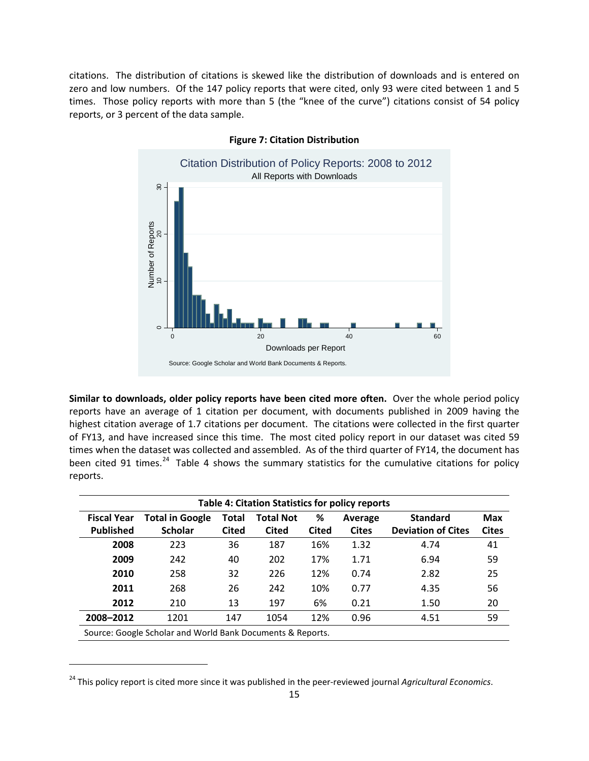citations. The distribution of citations is skewed like the distribution of downloads and is entered on zero and low numbers. Of the 147 policy reports that were cited, only 93 were cited between 1 and 5 times. Those policy reports with more than 5 (the "knee of the curve") citations consist of 54 policy reports, or 3 percent of the data sample.

**Figure 7: Citation Distribution**

**Similar to downloads, older policy reports have been cited more often.** Over the whole period policy reports have an average of 1 citation per document, with documents published in 2009 having the highest citation average of 1.7 citations per document. The citations were collected in the first quarter of FY13, and have increased since this time. The most cited policy report in our dataset was cited 59 times when the dataset was collected and assembled. As of the third quarter of FY14, the document has been cited 91 times.[24] Table 4 shows the summary statistics for the cumulative citations for policy reports.

**Table 4: Citation Statistics for policy reports**

| Fiscal Year Published | Total in Google Scholar | Total Cited | Total Not Cited | % Cited | Average Cites | Standard Deviation of Cites | Max Cites |
|---|---|---|---|---|---|---|---|
| **2008** | 223 | 36 | 187 | 16% | 1.32 | 4.74 | 41 |
| **2009** | 242 | 40 | 202 | 17% | 1.71 | 6.94 | 59 |
| **2010** | 258 | 32 | 226 | 12% | 0.74 | 2.82 | 25 |
| **2011** | 268 | 26 | 242 | 10% | 0.77 | 4.35 | 56 |
| **2012** | 210 | 13 | 197 | 6% | 0.21 | 1.50 | 20 |
| **2008–2012** | 1201 | 147 | 1054 | 12% | 0.96 | 4.51 | 59 |

Source: Google Scholar and World Bank Documents & Reports.

[24] This policy report is cited more since it was published in the peer-reviewed journal *Agricultural Economics*.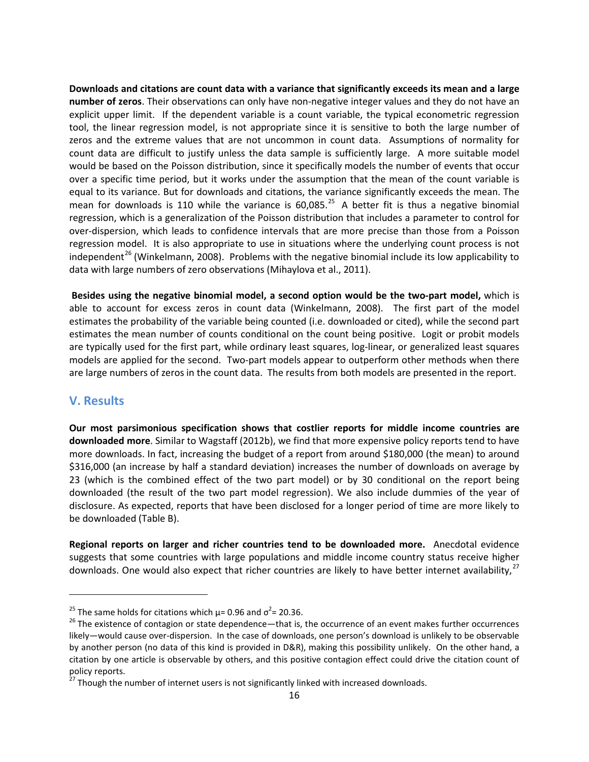**Downloads and citations are count data with a variance that significantly exceeds its mean and a large number of zeros**. Their observations can only have non-negative integer values and they do not have an explicit upper limit. If the dependent variable is a count variable, the typical econometric regression tool, the linear regression model, is not appropriate since it is sensitive to both the large number of zeros and the extreme values that are not uncommon in count data. Assumptions of normality for count data are difficult to justify unless the data sample is sufficiently large. A more suitable model would be based on the Poisson distribution, since it specifically models the number of events that occur over a specific time period, but it works under the assumption that the mean of the count variable is equal to its variance. But for downloads and citations, the variance significantly exceeds the mean. The mean for downloads is 110 while the variance is 60,085.[25] A better fit is thus a negative binomial regression, which is a generalization of the Poisson distribution that includes a parameter to control for over-dispersion, which leads to confidence intervals that are more precise than those from a Poisson regression model. It is also appropriate to use in situations where the underlying count process is not independent[26] (Winkelmann, 2008). Problems with the negative binomial include its low applicability to data with large numbers of zero observations (Mihaylova et al., 2011).

**Besides using the negative binomial model, a second option would be the two-part model,** which is able to account for excess zeros in count data (Winkelmann, 2008). The first part of the model estimates the probability of the variable being counted (i.e. downloaded or cited), while the second part estimates the mean number of counts conditional on the count being positive. Logit or probit models are typically used for the first part, while ordinary least squares, log-linear, or generalized least squares models are applied for the second. Two-part models appear to outperform other methods when there are large numbers of zeros in the count data. The results from both models are presented in the report.

## V. Results

**Our most parsimonious specification shows that costlier reports for middle income countries are downloaded more**. Similar to Wagstaff (2012b), we find that more expensive policy reports tend to have more downloads. In fact, increasing the budget of a report from around \$180,000 (the mean) to around \$316,000 (an increase by half a standard deviation) increases the number of downloads on average by 23 (which is the combined effect of the two part model) or by 30 conditional on the report being downloaded (the result of the two part model regression). We also include dummies of the year of disclosure. As expected, reports that have been disclosed for a longer period of time are more likely to be downloaded (Table B).

**Regional reports on larger and richer countries tend to be downloaded more.** Anecdotal evidence suggests that some countries with large populations and middle income country status receive higher downloads. One would also expect that richer countries are likely to have better internet availability,[27]

---

[25] The same holds for citations which $\mu$= 0.96 and $\sigma^2$= 20.36.

[26] The existence of contagion or state dependence—that is, the occurrence of an event makes further occurrences likely—would cause over-dispersion. In the case of downloads, one person's download is unlikely to be observable by another person (no data of this kind is provided in D&R), making this possibility unlikely. On the other hand, a citation by one article is observable by others, and this positive contagion effect could drive the citation count of policy reports.

[27] Though the number of internet users is not significantly linked with increased downloads.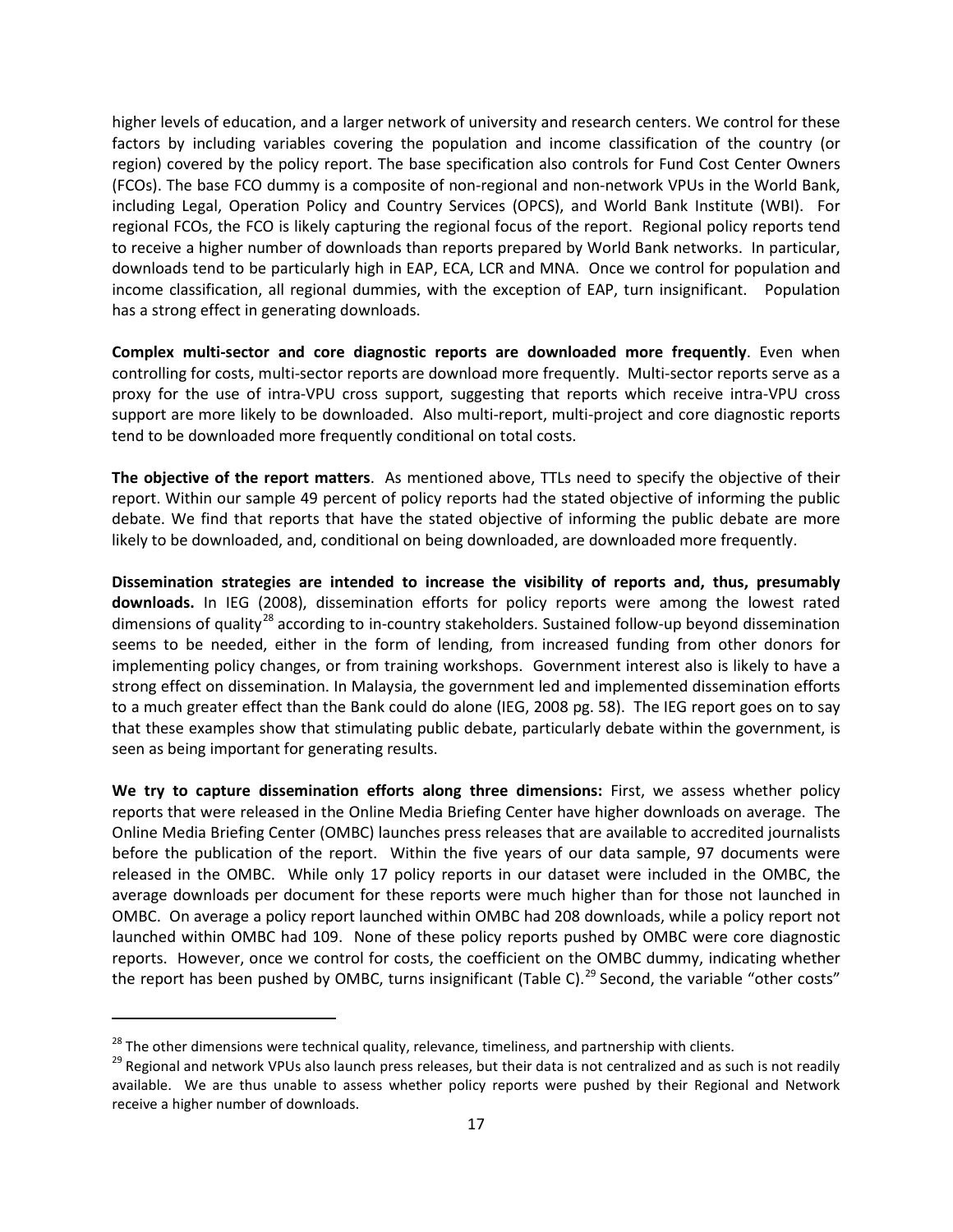higher levels of education, and a larger network of university and research centers. We control for these factors by including variables covering the population and income classification of the country (or region) covered by the policy report. The base specification also controls for Fund Cost Center Owners (FCOs). The base FCO dummy is a composite of non-regional and non-network VPUs in the World Bank, including Legal, Operation Policy and Country Services (OPCS), and World Bank Institute (WBI). For regional FCOs, the FCO is likely capturing the regional focus of the report. Regional policy reports tend to receive a higher number of downloads than reports prepared by World Bank networks. In particular, downloads tend to be particularly high in EAP, ECA, LCR and MNA. Once we control for population and income classification, all regional dummies, with the exception of EAP, turn insignificant. Population has a strong effect in generating downloads.

**Complex multi-sector and core diagnostic reports are downloaded more frequently**. Even when controlling for costs, multi-sector reports are download more frequently. Multi-sector reports serve as a proxy for the use of intra-VPU cross support, suggesting that reports which receive intra-VPU cross support are more likely to be downloaded. Also multi-report, multi-project and core diagnostic reports tend to be downloaded more frequently conditional on total costs.

**The objective of the report matters**. As mentioned above, TTLs need to specify the objective of their report. Within our sample 49 percent of policy reports had the stated objective of informing the public debate. We find that reports that have the stated objective of informing the public debate are more likely to be downloaded, and, conditional on being downloaded, are downloaded more frequently.

**Dissemination strategies are intended to increase the visibility of reports and, thus, presumably downloads.** In IEG (2008), dissemination efforts for policy reports were among the lowest rated dimensions of quality[28] according to in-country stakeholders. Sustained follow-up beyond dissemination seems to be needed, either in the form of lending, from increased funding from other donors for implementing policy changes, or from training workshops. Government interest also is likely to have a strong effect on dissemination. In Malaysia, the government led and implemented dissemination efforts to a much greater effect than the Bank could do alone (IEG, 2008 pg. 58). The IEG report goes on to say that these examples show that stimulating public debate, particularly debate within the government, is seen as being important for generating results.

**We try to capture dissemination efforts along three dimensions:** First, we assess whether policy reports that were released in the Online Media Briefing Center have higher downloads on average. The Online Media Briefing Center (OMBC) launches press releases that are available to accredited journalists before the publication of the report. Within the five years of our data sample, 97 documents were released in the OMBC. While only 17 policy reports in our dataset were included in the OMBC, the average downloads per document for these reports were much higher than for those not launched in OMBC. On average a policy report launched within OMBC had 208 downloads, while a policy report not launched within OMBC had 109. None of these policy reports pushed by OMBC were core diagnostic reports. However, once we control for costs, the coefficient on the OMBC dummy, indicating whether the report has been pushed by OMBC, turns insignificant (Table C).[29] Second, the variable "other costs"

---

[28] The other dimensions were technical quality, relevance, timeliness, and partnership with clients.

[29] Regional and network VPUs also launch press releases, but their data is not centralized and as such is not readily available. We are thus unable to assess whether policy reports were pushed by their Regional and Network receive a higher number of downloads.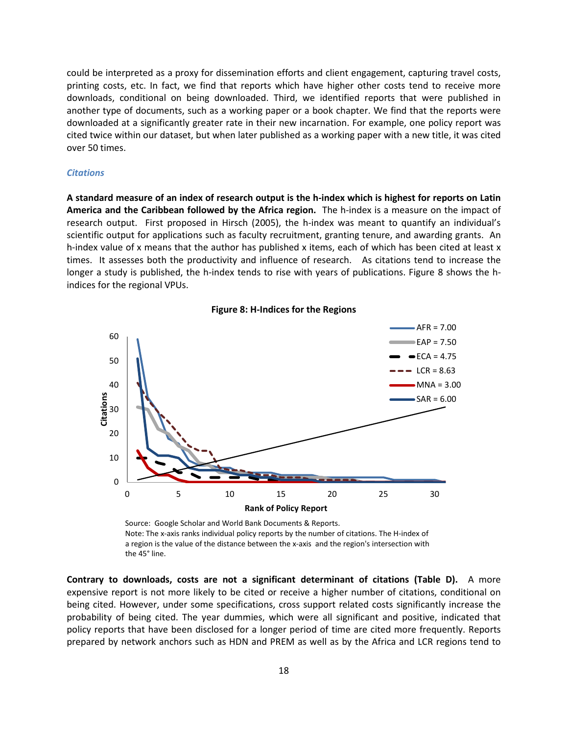could be interpreted as a proxy for dissemination efforts and client engagement, capturing travel costs, printing costs, etc. In fact, we find that reports which have higher other costs tend to receive more downloads, conditional on being downloaded. Third, we identified reports that were published in another type of documents, such as a working paper or a book chapter. We find that the reports were downloaded at a significantly greater rate in their new incarnation. For example, one policy report was cited twice within our dataset, but when later published as a working paper with a new title, it was cited over 50 times.

### *Citations*

**A standard measure of an index of research output is the h-index which is highest for reports on Latin America and the Caribbean followed by the Africa region.** The h-index is a measure on the impact of research output. First proposed in Hirsch (2005), the h-index was meant to quantify an individual's scientific output for applications such as faculty recruitment, granting tenure, and awarding grants. An h-index value of x means that the author has published x items, each of which has been cited at least x times. It assesses both the productivity and influence of research. As citations tend to increase the longer a study is published, the h-index tends to rise with years of publications. Figure 8 shows the h-indices for the regional VPUs.

**Figure 8: H-Indices for the Regions**

Legend: AFR = 7.00; EAP = 7.50; ECA = 4.75; LCR = 8.63; MNA = 3.00; SAR = 6.00

Source: Google Scholar and World Bank Documents & Reports.
Note: The x-axis ranks individual policy reports by the number of citations. The H-index of a region is the value of the distance between the x-axis and the region's intersection with the 45° line.

**Contrary to downloads, costs are not a significant determinant of citations (Table D).** A more expensive report is not more likely to be cited or receive a higher number of citations, conditional on being cited. However, under some specifications, cross support related costs significantly increase the probability of being cited. The year dummies, which were all significant and positive, indicated that policy reports that have been disclosed for a longer period of time are cited more frequently. Reports prepared by network anchors such as HDN and PREM as well as by the Africa and LCR regions tend to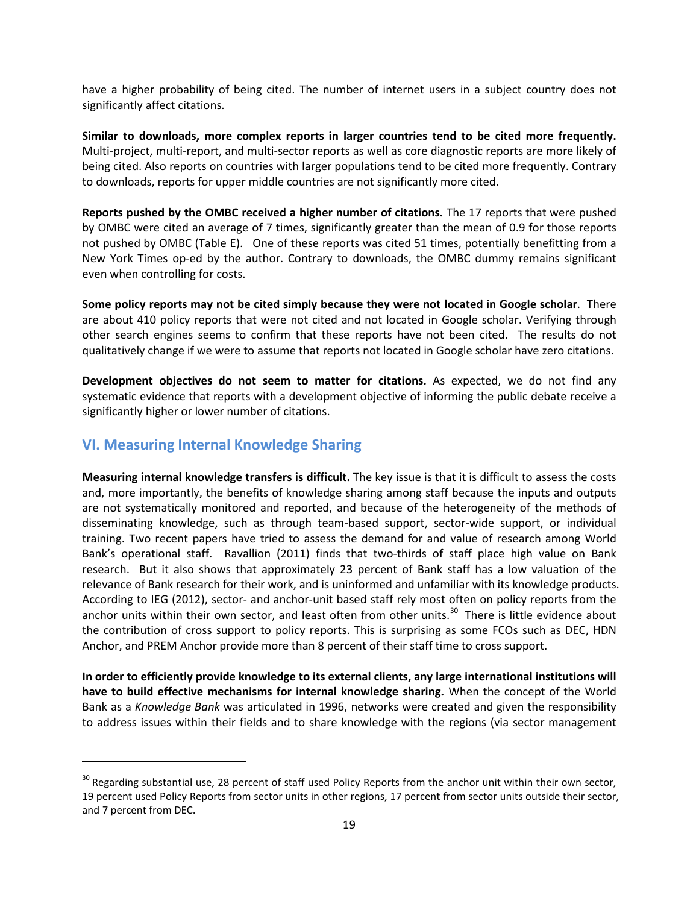have a higher probability of being cited. The number of internet users in a subject country does not significantly affect citations.

**Similar to downloads, more complex reports in larger countries tend to be cited more frequently.** Multi-project, multi-report, and multi-sector reports as well as core diagnostic reports are more likely of being cited. Also reports on countries with larger populations tend to be cited more frequently. Contrary to downloads, reports for upper middle countries are not significantly more cited.

**Reports pushed by the OMBC received a higher number of citations.** The 17 reports that were pushed by OMBC were cited an average of 7 times, significantly greater than the mean of 0.9 for those reports not pushed by OMBC (Table E). One of these reports was cited 51 times, potentially benefitting from a New York Times op-ed by the author. Contrary to downloads, the OMBC dummy remains significant even when controlling for costs.

**Some policy reports may not be cited simply because they were not located in Google scholar**. There are about 410 policy reports that were not cited and not located in Google scholar. Verifying through other search engines seems to confirm that these reports have not been cited. The results do not qualitatively change if we were to assume that reports not located in Google scholar have zero citations.

**Development objectives do not seem to matter for citations.** As expected, we do not find any systematic evidence that reports with a development objective of informing the public debate receive a significantly higher or lower number of citations.

## VI. Measuring Internal Knowledge Sharing

**Measuring internal knowledge transfers is difficult.** The key issue is that it is difficult to assess the costs and, more importantly, the benefits of knowledge sharing among staff because the inputs and outputs are not systematically monitored and reported, and because of the heterogeneity of the methods of disseminating knowledge, such as through team-based support, sector-wide support, or individual training. Two recent papers have tried to assess the demand for and value of research among World Bank's operational staff. Ravallion (2011) finds that two-thirds of staff place high value on Bank research. But it also shows that approximately 23 percent of Bank staff has a low valuation of the relevance of Bank research for their work, and is uninformed and unfamiliar with its knowledge products. According to IEG (2012), sector- and anchor-unit based staff rely most often on policy reports from the anchor units within their own sector, and least often from other units.[30] There is little evidence about the contribution of cross support to policy reports. This is surprising as some FCOs such as DEC, HDN Anchor, and PREM Anchor provide more than 8 percent of their staff time to cross support.

**In order to efficiently provide knowledge to its external clients, any large international institutions will have to build effective mechanisms for internal knowledge sharing.** When the concept of the World Bank as a *Knowledge Bank* was articulated in 1996, networks were created and given the responsibility to address issues within their fields and to share knowledge with the regions (via sector management

[30] Regarding substantial use, 28 percent of staff used Policy Reports from the anchor unit within their own sector, 19 percent used Policy Reports from sector units in other regions, 17 percent from sector units outside their sector, and 7 percent from DEC.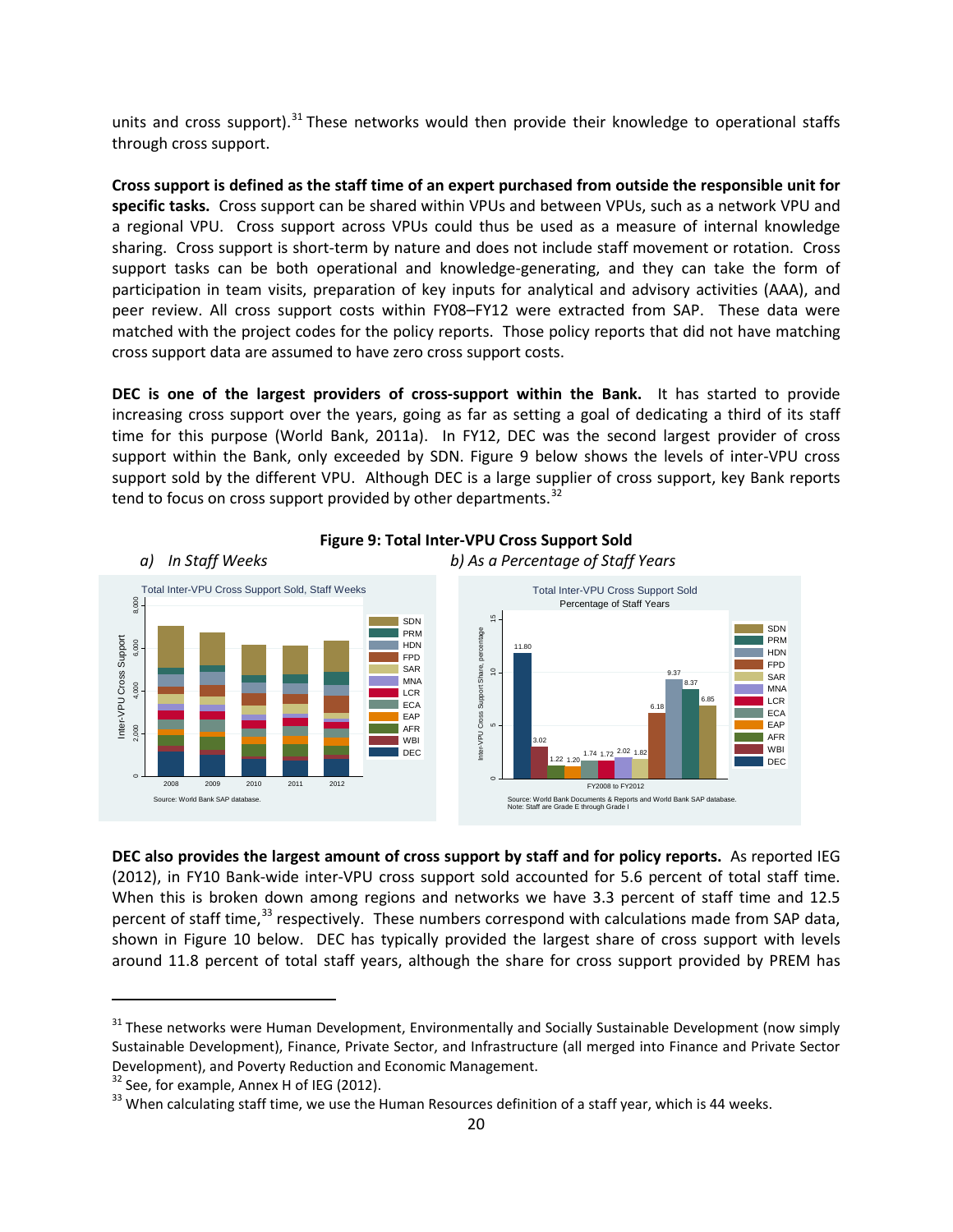units and cross support).[31] These networks would then provide their knowledge to operational staffs through cross support.

**Cross support is defined as the staff time of an expert purchased from outside the responsible unit for specific tasks.** Cross support can be shared within VPUs and between VPUs, such as a network VPU and a regional VPU. Cross support across VPUs could thus be used as a measure of internal knowledge sharing. Cross support is short-term by nature and does not include staff movement or rotation. Cross support tasks can be both operational and knowledge-generating, and they can take the form of participation in team visits, preparation of key inputs for analytical and advisory activities (AAA), and peer review. All cross support costs within FY08–FY12 were extracted from SAP. These data were matched with the project codes for the policy reports. Those policy reports that did not have matching cross support data are assumed to have zero cross support costs.

**DEC is one of the largest providers of cross-support within the Bank.** It has started to provide increasing cross support over the years, going as far as setting a goal of dedicating a third of its staff time for this purpose (World Bank, 2011a). In FY12, DEC was the second largest provider of cross support within the Bank, only exceeded by SDN. Figure 9 below shows the levels of inter-VPU cross support sold by the different VPU. Although DEC is a large supplier of cross support, key Bank reports tend to focus on cross support provided by other departments.[32]

**Figure 9: Total Inter-VPU Cross Support Sold**

*a) In Staff Weeks*

*b) As a Percentage of Staff Years*

**DEC also provides the largest amount of cross support by staff and for policy reports.** As reported IEG (2012), in FY10 Bank-wide inter-VPU cross support sold accounted for 5.6 percent of total staff time. When this is broken down among regions and networks we have 3.3 percent of staff time and 12.5 percent of staff time,[33] respectively. These numbers correspond with calculations made from SAP data, shown in Figure 10 below. DEC has typically provided the largest share of cross support with levels around 11.8 percent of total staff years, although the share for cross support provided by PREM has

---

[31] These networks were Human Development, Environmentally and Socially Sustainable Development (now simply Sustainable Development), Finance, Private Sector, and Infrastructure (all merged into Finance and Private Sector Development), and Poverty Reduction and Economic Management.

[32] See, for example, Annex H of IEG (2012).

[33] When calculating staff time, we use the Human Resources definition of a staff year, which is 44 weeks.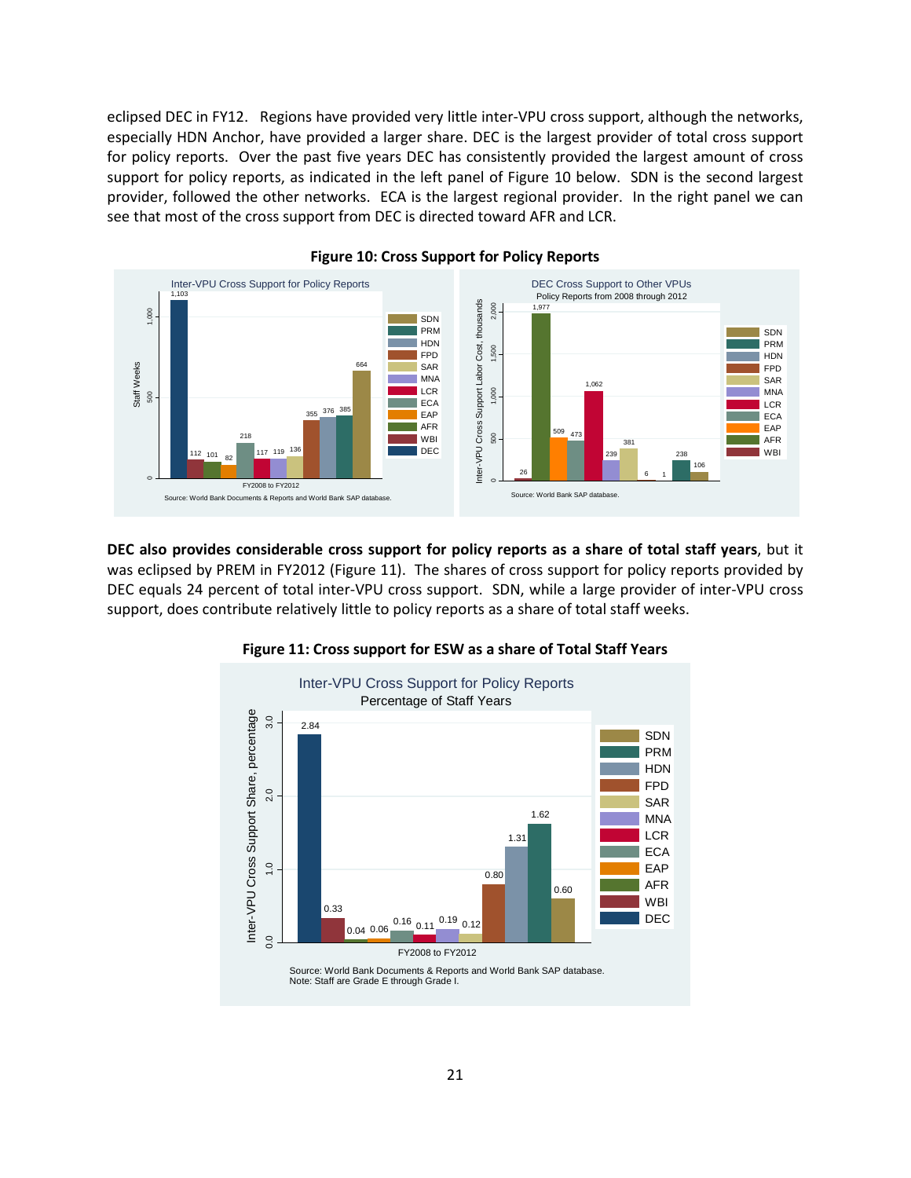eclipsed DEC in FY12. Regions have provided very little inter-VPU cross support, although the networks, especially HDN Anchor, have provided a larger share. DEC is the largest provider of total cross support for policy reports. Over the past five years DEC has consistently provided the largest amount of cross support for policy reports, as indicated in the left panel of Figure 10 below. SDN is the second largest provider, followed the other networks. ECA is the largest regional provider. In the right panel we can see that most of the cross support from DEC is directed toward AFR and LCR.

**Figure 10: Cross Support for Policy Reports**

**DEC also provides considerable cross support for policy reports as a share of total staff years**, but it was eclipsed by PREM in FY2012 (Figure 11). The shares of cross support for policy reports provided by DEC equals 24 percent of total inter-VPU cross support. SDN, while a large provider of inter-VPU cross support, does contribute relatively little to policy reports as a share of total staff weeks.

**Figure 11: Cross support for ESW as a share of Total Staff Years**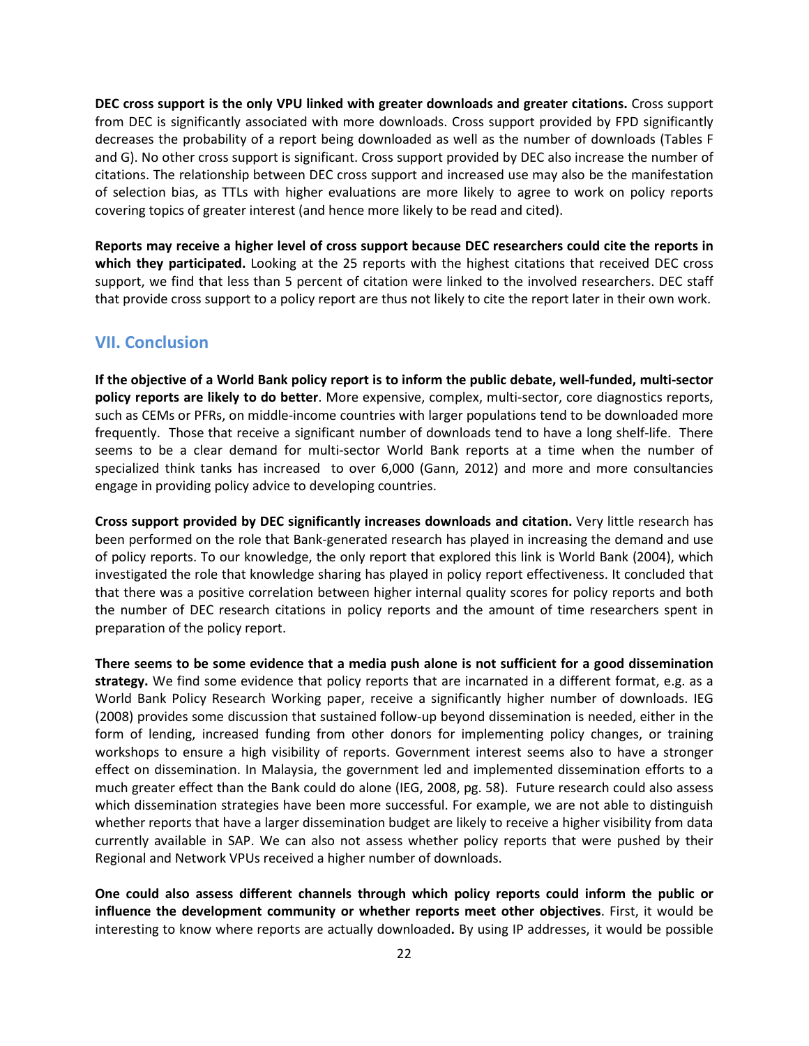**DEC cross support is the only VPU linked with greater downloads and greater citations.** Cross support from DEC is significantly associated with more downloads. Cross support provided by FPD significantly decreases the probability of a report being downloaded as well as the number of downloads (Tables F and G). No other cross support is significant. Cross support provided by DEC also increase the number of citations. The relationship between DEC cross support and increased use may also be the manifestation of selection bias, as TTLs with higher evaluations are more likely to agree to work on policy reports covering topics of greater interest (and hence more likely to be read and cited).

**Reports may receive a higher level of cross support because DEC researchers could cite the reports in which they participated.** Looking at the 25 reports with the highest citations that received DEC cross support, we find that less than 5 percent of citation were linked to the involved researchers. DEC staff that provide cross support to a policy report are thus not likely to cite the report later in their own work.

## VII. Conclusion

**If the objective of a World Bank policy report is to inform the public debate, well-funded, multi-sector policy reports are likely to do better**. More expensive, complex, multi-sector, core diagnostics reports, such as CEMs or PFRs, on middle-income countries with larger populations tend to be downloaded more frequently. Those that receive a significant number of downloads tend to have a long shelf-life. There seems to be a clear demand for multi-sector World Bank reports at a time when the number of specialized think tanks has increased to over 6,000 (Gann, 2012) and more and more consultancies engage in providing policy advice to developing countries.

**Cross support provided by DEC significantly increases downloads and citation.** Very little research has been performed on the role that Bank-generated research has played in increasing the demand and use of policy reports. To our knowledge, the only report that explored this link is World Bank (2004), which investigated the role that knowledge sharing has played in policy report effectiveness. It concluded that that there was a positive correlation between higher internal quality scores for policy reports and both the number of DEC research citations in policy reports and the amount of time researchers spent in preparation of the policy report.

**There seems to be some evidence that a media push alone is not sufficient for a good dissemination strategy.** We find some evidence that policy reports that are incarnated in a different format, e.g. as a World Bank Policy Research Working paper, receive a significantly higher number of downloads. IEG (2008) provides some discussion that sustained follow-up beyond dissemination is needed, either in the form of lending, increased funding from other donors for implementing policy changes, or training workshops to ensure a high visibility of reports. Government interest seems also to have a stronger effect on dissemination. In Malaysia, the government led and implemented dissemination efforts to a much greater effect than the Bank could do alone (IEG, 2008, pg. 58). Future research could also assess which dissemination strategies have been more successful. For example, we are not able to distinguish whether reports that have a larger dissemination budget are likely to receive a higher visibility from data currently available in SAP. We can also not assess whether policy reports that were pushed by their Regional and Network VPUs received a higher number of downloads.

**One could also assess different channels through which policy reports could inform the public or influence the development community or whether reports meet other objectives**. First, it would be interesting to know where reports are actually downloaded**.** By using IP addresses, it would be possible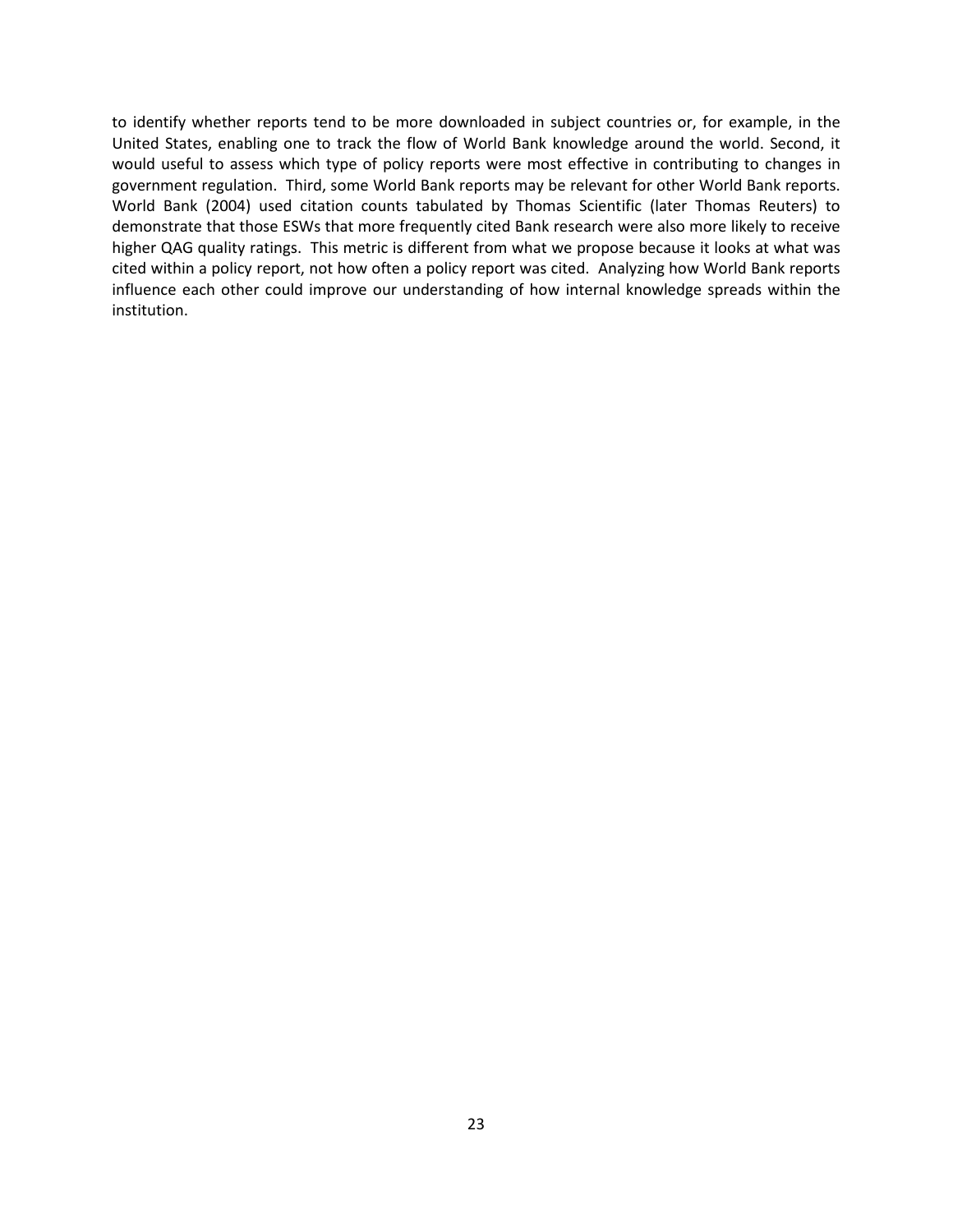to identify whether reports tend to be more downloaded in subject countries or, for example, in the United States, enabling one to track the flow of World Bank knowledge around the world. Second, it would useful to assess which type of policy reports were most effective in contributing to changes in government regulation. Third, some World Bank reports may be relevant for other World Bank reports. World Bank (2004) used citation counts tabulated by Thomas Scientific (later Thomas Reuters) to demonstrate that those ESWs that more frequently cited Bank research were also more likely to receive higher QAG quality ratings. This metric is different from what we propose because it looks at what was cited within a policy report, not how often a policy report was cited. Analyzing how World Bank reports influence each other could improve our understanding of how internal knowledge spreads within the institution.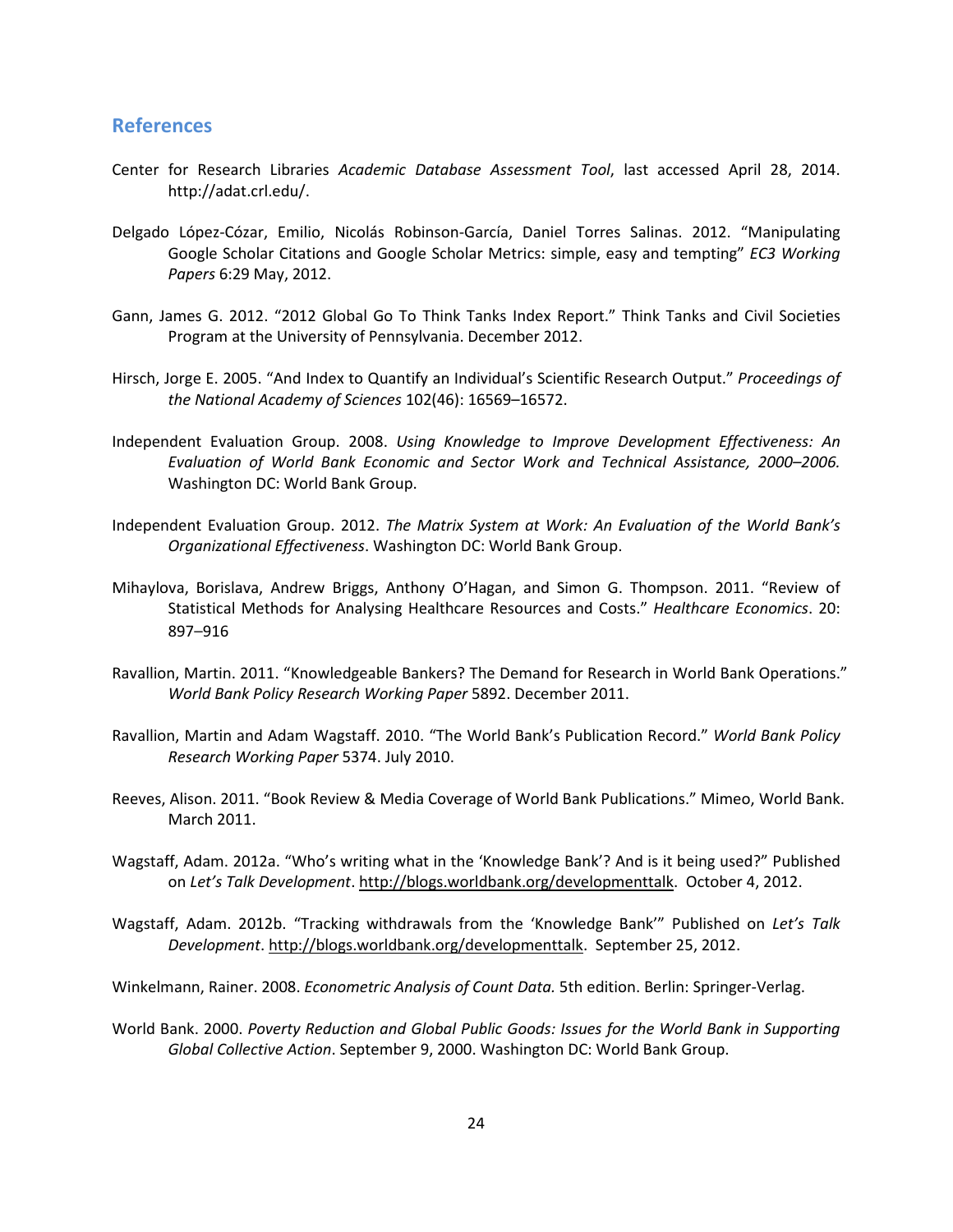## References

Center for Research Libraries *Academic Database Assessment Tool*, last accessed April 28, 2014. http://adat.crl.edu/.

Delgado López-Cózar, Emilio, Nicolás Robinson-García, Daniel Torres Salinas. 2012. "Manipulating Google Scholar Citations and Google Scholar Metrics: simple, easy and tempting" *EC3 Working Papers* 6:29 May, 2012.

Gann, James G. 2012. "2012 Global Go To Think Tanks Index Report." Think Tanks and Civil Societies Program at the University of Pennsylvania. December 2012.

Hirsch, Jorge E. 2005. "And Index to Quantify an Individual's Scientific Research Output." *Proceedings of the National Academy of Sciences* 102(46): 16569–16572.

Independent Evaluation Group. 2008. *Using Knowledge to Improve Development Effectiveness: An Evaluation of World Bank Economic and Sector Work and Technical Assistance, 2000–2006.* Washington DC: World Bank Group.

Independent Evaluation Group. 2012. *The Matrix System at Work: An Evaluation of the World Bank's Organizational Effectiveness*. Washington DC: World Bank Group.

Mihaylova, Borislava, Andrew Briggs, Anthony O'Hagan, and Simon G. Thompson. 2011. "Review of Statistical Methods for Analysing Healthcare Resources and Costs." *Healthcare Economics*. 20: 897–916

Ravallion, Martin. 2011. "Knowledgeable Bankers? The Demand for Research in World Bank Operations." *World Bank Policy Research Working Paper* 5892. December 2011.

Ravallion, Martin and Adam Wagstaff. 2010. "The World Bank's Publication Record." *World Bank Policy Research Working Paper* 5374. July 2010.

Reeves, Alison. 2011. "Book Review & Media Coverage of World Bank Publications." Mimeo, World Bank. March 2011.

Wagstaff, Adam. 2012a. "Who's writing what in the 'Knowledge Bank'? And is it being used?" Published on *Let's Talk Development*. http://blogs.worldbank.org/developmenttalk. October 4, 2012.

Wagstaff, Adam. 2012b. "Tracking withdrawals from the 'Knowledge Bank'" Published on *Let's Talk Development*. http://blogs.worldbank.org/developmenttalk. September 25, 2012.

Winkelmann, Rainer. 2008. *Econometric Analysis of Count Data.* 5th edition. Berlin: Springer-Verlag.

World Bank. 2000. *Poverty Reduction and Global Public Goods: Issues for the World Bank in Supporting Global Collective Action*. September 9, 2000. Washington DC: World Bank Group.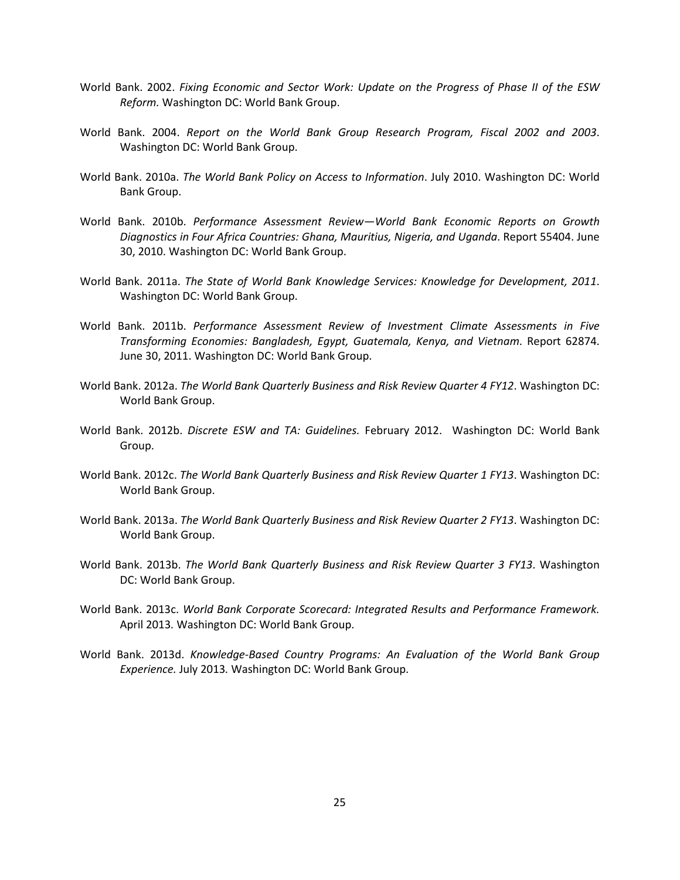World Bank. 2002. *Fixing Economic and Sector Work: Update on the Progress of Phase II of the ESW Reform.* Washington DC: World Bank Group.

World Bank. 2004. *Report on the World Bank Group Research Program, Fiscal 2002 and 2003*. Washington DC: World Bank Group.

World Bank. 2010a. *The World Bank Policy on Access to Information*. July 2010. Washington DC: World Bank Group.

World Bank. 2010b. *Performance Assessment Review—World Bank Economic Reports on Growth Diagnostics in Four Africa Countries: Ghana, Mauritius, Nigeria, and Uganda*. Report 55404. June 30, 2010. Washington DC: World Bank Group.

World Bank. 2011a. *The State of World Bank Knowledge Services: Knowledge for Development, 2011*. Washington DC: World Bank Group.

World Bank. 2011b. *Performance Assessment Review of Investment Climate Assessments in Five Transforming Economies: Bangladesh, Egypt, Guatemala, Kenya, and Vietnam*. Report 62874. June 30, 2011. Washington DC: World Bank Group.

World Bank. 2012a. *The World Bank Quarterly Business and Risk Review Quarter 4 FY12*. Washington DC: World Bank Group.

World Bank. 2012b. *Discrete ESW and TA: Guidelines.* February 2012. Washington DC: World Bank Group.

World Bank. 2012c. *The World Bank Quarterly Business and Risk Review Quarter 1 FY13*. Washington DC: World Bank Group.

World Bank. 2013a. *The World Bank Quarterly Business and Risk Review Quarter 2 FY13*. Washington DC: World Bank Group.

World Bank. 2013b. *The World Bank Quarterly Business and Risk Review Quarter 3 FY13*. Washington DC: World Bank Group.

World Bank. 2013c. *World Bank Corporate Scorecard: Integrated Results and Performance Framework.* April 2013. Washington DC: World Bank Group.

World Bank. 2013d. *Knowledge-Based Country Programs: An Evaluation of the World Bank Group Experience.* July 2013. Washington DC: World Bank Group.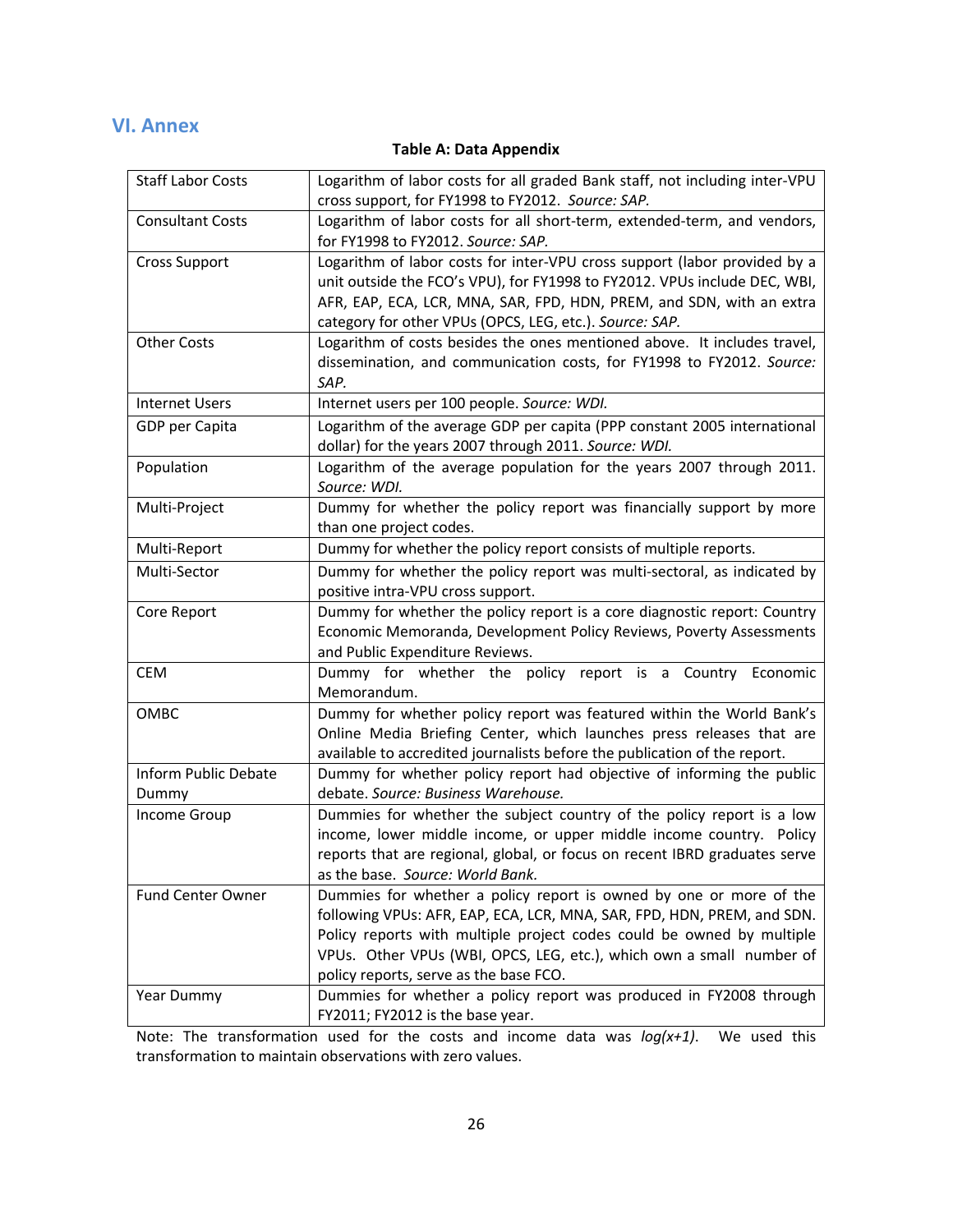## VI. Annex

**Table A: Data Appendix**

| | |
|---|---|
| Staff Labor Costs | Logarithm of labor costs for all graded Bank staff, not including inter-VPU cross support, for FY1998 to FY2012. *Source: SAP.* |
| Consultant Costs | Logarithm of labor costs for all short-term, extended-term, and vendors, for FY1998 to FY2012. *Source: SAP.* |
| Cross Support | Logarithm of labor costs for inter-VPU cross support (labor provided by a unit outside the FCO's VPU), for FY1998 to FY2012. VPUs include DEC, WBI, AFR, EAP, ECA, LCR, MNA, SAR, FPD, HDN, PREM, and SDN, with an extra category for other VPUs (OPCS, LEG, etc.). *Source: SAP.* |
| Other Costs | Logarithm of costs besides the ones mentioned above. It includes travel, dissemination, and communication costs, for FY1998 to FY2012. *Source: SAP.* |
| Internet Users | Internet users per 100 people. *Source: WDI.* |
| GDP per Capita | Logarithm of the average GDP per capita (PPP constant 2005 international dollar) for the years 2007 through 2011. *Source: WDI.* |
| Population | Logarithm of the average population for the years 2007 through 2011. *Source: WDI.* |
| Multi-Project | Dummy for whether the policy report was financially support by more than one project codes. |
| Multi-Report | Dummy for whether the policy report consists of multiple reports. |
| Multi-Sector | Dummy for whether the policy report was multi-sectoral, as indicated by positive intra-VPU cross support. |
| Core Report | Dummy for whether the policy report is a core diagnostic report: Country Economic Memoranda, Development Policy Reviews, Poverty Assessments and Public Expenditure Reviews. |
| CEM | Dummy for whether the policy report is a Country Economic Memorandum. |
| OMBC | Dummy for whether policy report was featured within the World Bank's Online Media Briefing Center, which launches press releases that are available to accredited journalists before the publication of the report. |
| Inform Public Debate Dummy | Dummy for whether policy report had objective of informing the public debate. *Source: Business Warehouse.* |
| Income Group | Dummies for whether the subject country of the policy report is a low income, lower middle income, or upper middle income country. Policy reports that are regional, global, or focus on recent IBRD graduates serve as the base. *Source: World Bank.* |
| Fund Center Owner | Dummies for whether a policy report is owned by one or more of the following VPUs: AFR, EAP, ECA, LCR, MNA, SAR, FPD, HDN, PREM, and SDN. Policy reports with multiple project codes could be owned by multiple VPUs. Other VPUs (WBI, OPCS, LEG, etc.), which own a small number of policy reports, serve as the base FCO. |
| Year Dummy | Dummies for whether a policy report was produced in FY2008 through FY2011; FY2012 is the base year. |

Note: The transformation used for the costs and income data was *log(x+1)*. We used this transformation to maintain observations with zero values.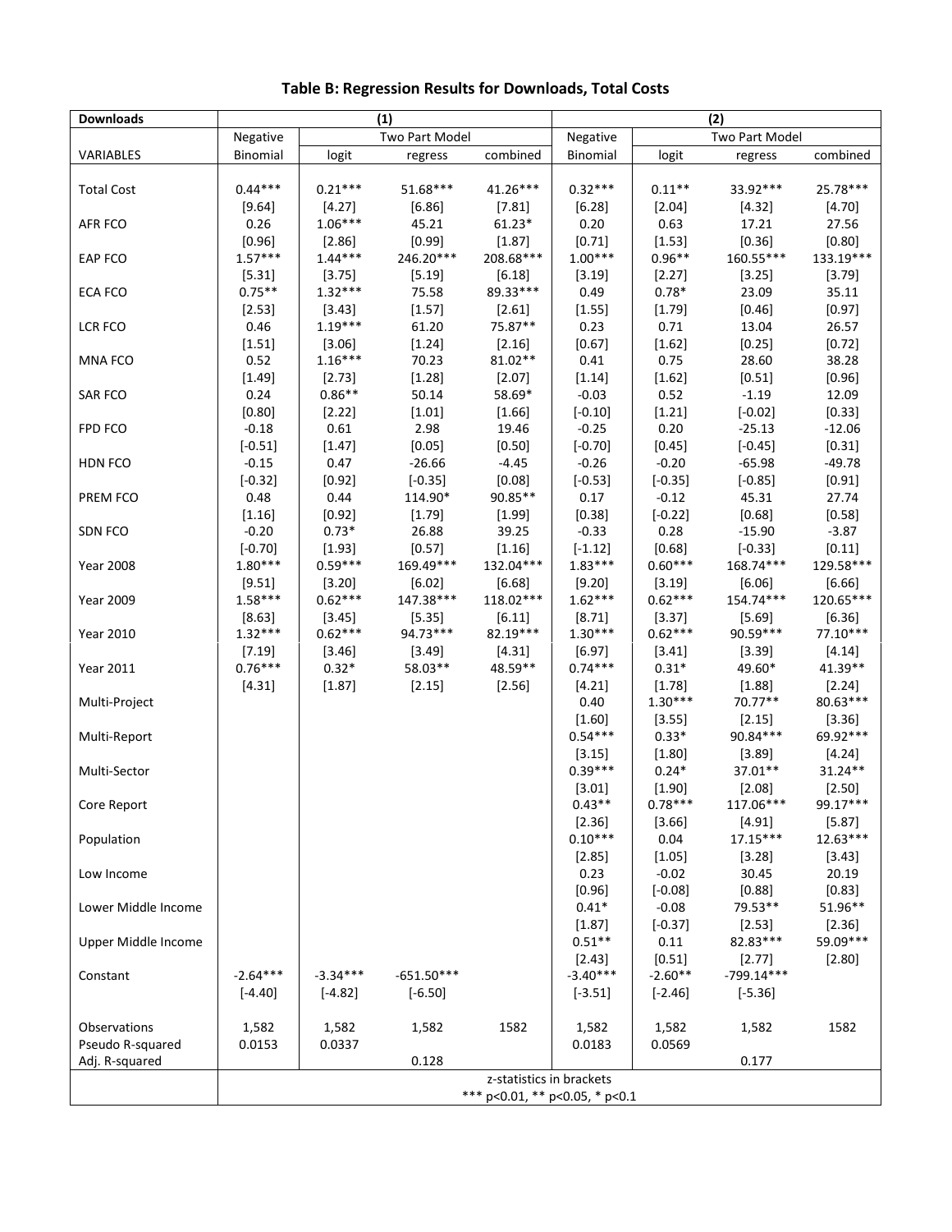**Table B: Regression Results for Downloads, Total Costs**

| Downloads | (1) | | | | (2) | | | |
|---|---|---|---|---|---|---|---|---|
| | Negative | Two Part Model | | | Negative | Two Part Model | | |
| VARIABLES | Binomial | logit | regress | combined | Binomial | logit | regress | combined |
| Total Cost | 0.44*** | 0.21*** | 51.68*** | 41.26*** | 0.32*** | 0.11** | 33.92*** | 25.78*** |
| | [9.64] | [4.27] | [6.86] | [7.81] | [6.28] | [2.04] | [4.32] | [4.70] |
| AFR FCO | 0.26 | 1.06*** | 45.21 | 61.23* | 0.20 | 0.63 | 17.21 | 27.56 |
| | [0.96] | [2.86] | [0.99] | [1.87] | [0.71] | [1.53] | [0.36] | [0.80] |
| EAP FCO | 1.57*** | 1.44*** | 246.20*** | 208.68*** | 1.00*** | 0.96** | 160.55*** | 133.19*** |
| | [5.31] | [3.75] | [5.19] | [6.18] | [3.19] | [2.27] | [3.25] | [3.79] |
| ECA FCO | 0.75** | 1.32*** | 75.58 | 89.33*** | 0.49 | 0.78* | 23.09 | 35.11 |
| | [2.53] | [3.43] | [1.57] | [2.61] | [1.55] | [1.79] | [0.46] | [0.97] |
| LCR FCO | 0.46 | 1.19*** | 61.20 | 75.87** | 0.23 | 0.71 | 13.04 | 26.57 |
| | [1.51] | [3.06] | [1.24] | [2.16] | [0.67] | [1.62] | [0.25] | [0.72] |
| MNA FCO | 0.52 | 1.16*** | 70.23 | 81.02** | 0.41 | 0.75 | 28.60 | 38.28 |
| | [1.49] | [2.73] | [1.28] | [2.07] | [1.14] | [1.62] | [0.51] | [0.96] |
| SAR FCO | 0.24 | 0.86** | 50.14 | 58.69* | -0.03 | 0.52 | -1.19 | 12.09 |
| | [0.80] | [2.22] | [1.01] | [1.66] | [-0.10] | [1.21] | [-0.02] | [0.33] |
| FPD FCO | -0.18 | 0.61 | 2.98 | 19.46 | -0.25 | 0.20 | -25.13 | -12.06 |
| | [-0.51] | [1.47] | [0.05] | [0.50] | [-0.70] | [0.45] | [-0.45] | [0.31] |
| HDN FCO | -0.15 | 0.47 | -26.66 | -4.45 | -0.26 | -0.20 | -65.98 | -49.78 |
| | [-0.32] | [0.92] | [-0.35] | [0.08] | [-0.53] | [-0.35] | [-0.85] | [0.91] |
| PREM FCO | 0.48 | 0.44 | 114.90* | 90.85** | 0.17 | -0.12 | 45.31 | 27.74 |
| | [1.16] | [0.92] | [1.79] | [1.99] | [0.38] | [-0.22] | [0.68] | [0.58] |
| SDN FCO | -0.20 | 0.73* | 26.88 | 39.25 | -0.33 | 0.28 | -15.90 | -3.87 |
| | [-0.70] | [1.93] | [0.57] | [1.16] | [-1.12] | [0.68] | [-0.33] | [0.11] |
| Year 2008 | 1.80*** | 0.59*** | 169.49*** | 132.04*** | 1.83*** | 0.60*** | 168.74*** | 129.58*** |
| | [9.51] | [3.20] | [6.02] | [6.68] | [9.20] | [3.19] | [6.06] | [6.66] |
| Year 2009 | 1.58*** | 0.62*** | 147.38*** | 118.02*** | 1.62*** | 0.62*** | 154.74*** | 120.65*** |
| | [8.63] | [3.45] | [5.35] | [6.11] | [8.71] | [3.37] | [5.69] | [6.36] |
| Year 2010 | 1.32*** | 0.62*** | 94.73*** | 82.19*** | 1.30*** | 0.62*** | 90.59*** | 77.10*** |
| | [7.19] | [3.46] | [3.49] | [4.31] | [6.97] | [3.41] | [3.39] | [4.14] |
| Year 2011 | 0.76*** | 0.32* | 58.03** | 48.59** | 0.74*** | 0.31* | 49.60* | 41.39** |
| | [4.31] | [1.87] | [2.15] | [2.56] | [4.21] | [1.78] | [1.88] | [2.24] |
| Multi-Project | | | | | 0.40 | 1.30*** | 70.77** | 80.63*** |
| | | | | | [1.60] | [3.55] | [2.15] | [3.36] |
| Multi-Report | | | | | 0.54*** | 0.33* | 90.84*** | 69.92*** |
| | | | | | [3.15] | [1.80] | [3.89] | [4.24] |
| Multi-Sector | | | | | 0.39*** | 0.24* | 37.01** | 31.24** |
| | | | | | [3.01] | [1.90] | [2.08] | [2.50] |
| Core Report | | | | | 0.43** | 0.78*** | 117.06*** | 99.17*** |
| | | | | | [2.36] | [3.66] | [4.91] | [5.87] |
| Population | | | | | 0.10*** | 0.04 | 17.15*** | 12.63*** |
| | | | | | [2.85] | [1.05] | [3.28] | [3.43] |
| Low Income | | | | | 0.23 | -0.02 | 30.45 | 20.19 |
| | | | | | [0.96] | [-0.08] | [0.88] | [0.83] |
| Lower Middle Income | | | | | 0.41* | -0.08 | 79.53** | 51.96** |
| | | | | | [1.87] | [-0.37] | [2.53] | [2.36] |
| Upper Middle Income | | | | | 0.51** | 0.11 | 82.83*** | 59.09*** |
| | | | | | [2.43] | [0.51] | [2.77] | [2.80] |
| Constant | -2.64*** | -3.34*** | -651.50*** | | -3.40*** | -2.60** | -799.14*** | |
| | [-4.40] | [-4.82] | [-6.50] | | [-3.51] | [-2.46] | [-5.36] | |
| Observations | 1,582 | 1,582 | 1,582 | 1582 | 1,582 | 1,582 | 1,582 | 1582 |
| Pseudo R-squared | 0.0153 | 0.0337 | | | 0.0183 | 0.0569 | | |
| Adj. R-squared | | | 0.128 | | | | 0.177 | |
| | z-statistics in brackets | | | | | | | |
| | *** p<0.01, ** p<0.05, * p<0.1 | | | | | | | |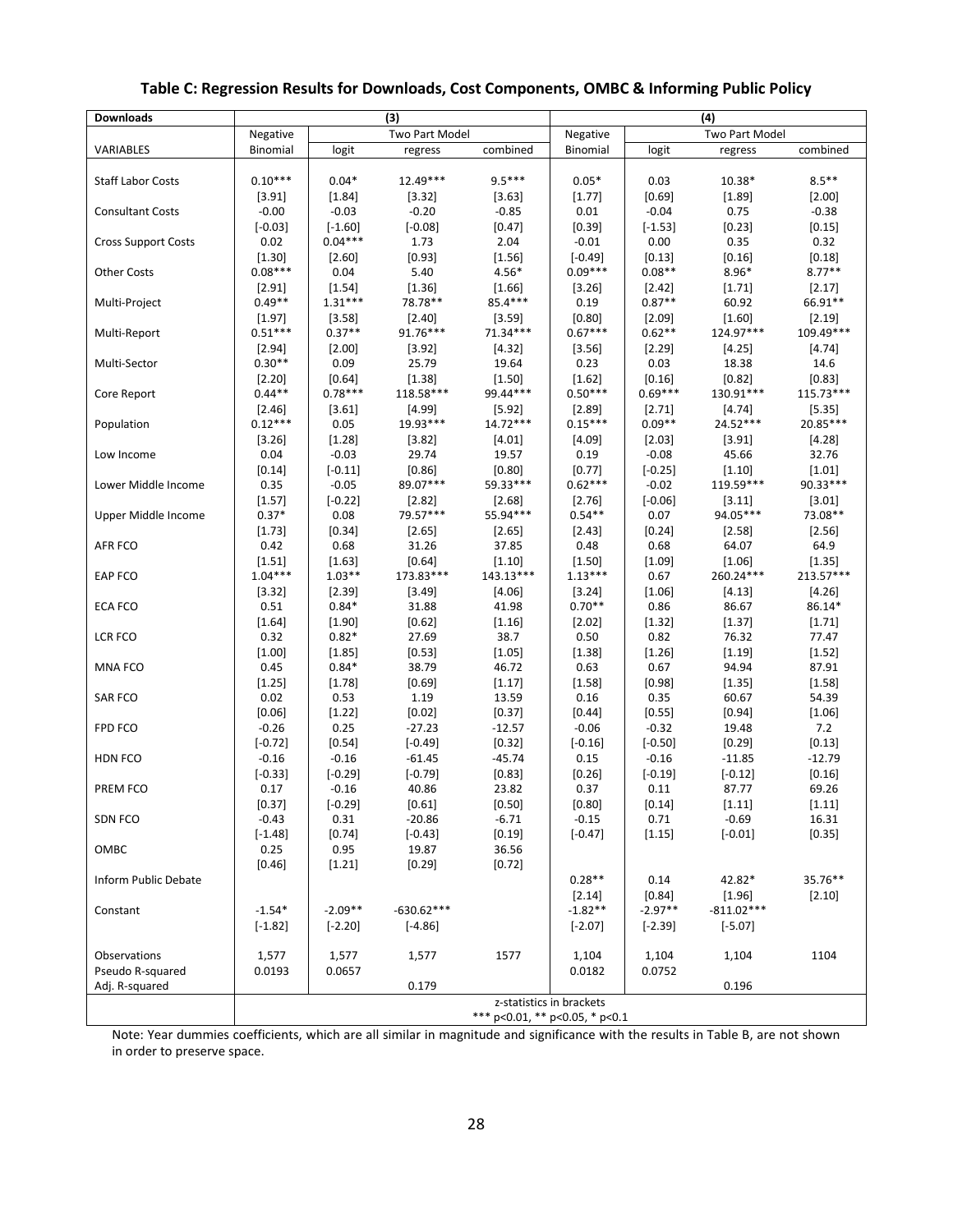**Table C: Regression Results for Downloads, Cost Components, OMBC & Informing Public Policy**

| Downloads | (3) | | | | (4) | | | |
|---|---|---|---|---|---|---|---|---|
| | Negative | Two Part Model | | | Negative | Two Part Model | | |
| VARIABLES | Binomial | logit | regress | combined | Binomial | logit | regress | combined |
| Staff Labor Costs | 0.10*** | 0.04* | 12.49*** | 9.5*** | 0.05* | 0.03 | 10.38* | 8.5** |
| | [3.91] | [1.84] | [3.32] | [3.63] | [1.77] | [0.69] | [1.89] | [2.00] |
| Consultant Costs | -0.00 | -0.03 | -0.20 | -0.85 | 0.01 | -0.04 | 0.75 | -0.38 |
| | [-0.03] | [-1.60] | [-0.08] | [0.47] | [0.39] | [-1.53] | [0.23] | [0.15] |
| Cross Support Costs | 0.02 | 0.04*** | 1.73 | 2.04 | -0.01 | 0.00 | 0.35 | 0.32 |
| | [1.30] | [2.60] | [0.93] | [1.56] | [-0.49] | [0.13] | [0.16] | [0.18] |
| Other Costs | 0.08*** | 0.04 | 5.40 | 4.56* | 0.09*** | 0.08** | 8.96* | 8.77** |
| | [2.91] | [1.54] | [1.36] | [1.66] | [3.26] | [2.42] | [1.71] | [2.17] |
| Multi-Project | 0.49** | 1.31*** | 78.78** | 85.4*** | 0.19 | 0.87** | 60.92 | 66.91** |
| | [1.97] | [3.58] | [2.40] | [3.59] | [0.80] | [2.09] | [1.60] | [2.19] |
| Multi-Report | 0.51*** | 0.37** | 91.76*** | 71.34*** | 0.67*** | 0.62** | 124.97*** | 109.49*** |
| | [2.94] | [2.00] | [3.92] | [4.32] | [3.56] | [2.29] | [4.25] | [4.74] |
| Multi-Sector | 0.30** | 0.09 | 25.79 | 19.64 | 0.23 | 0.03 | 18.38 | 14.6 |
| | [2.20] | [0.64] | [1.38] | [1.50] | [1.62] | [0.16] | [0.82] | [0.83] |
| Core Report | 0.44** | 0.78*** | 118.58*** | 99.44*** | 0.50*** | 0.69*** | 130.91*** | 115.73*** |
| | [2.46] | [3.61] | [4.99] | [5.92] | [2.89] | [2.71] | [4.74] | [5.35] |
| Population | 0.12*** | 0.05 | 19.93*** | 14.72*** | 0.15*** | 0.09** | 24.52*** | 20.85*** |
| | [3.26] | [1.28] | [3.82] | [4.01] | [4.09] | [2.03] | [3.91] | [4.28] |
| Low Income | 0.04 | -0.03 | 29.74 | 19.57 | 0.19 | -0.08 | 45.66 | 32.76 |
| | [0.14] | [-0.11] | [0.86] | [0.80] | [0.77] | [-0.25] | [1.10] | [1.01] |
| Lower Middle Income | 0.35 | -0.05 | 89.07*** | 59.33*** | 0.62*** | -0.02 | 119.59*** | 90.33*** |
| | [1.57] | [-0.22] | [2.82] | [2.68] | [2.76] | [-0.06] | [3.11] | [3.01] |
| Upper Middle Income | 0.37* | 0.08 | 79.57*** | 55.94*** | 0.54** | 0.07 | 94.05*** | 73.08** |
| | [1.73] | [0.34] | [2.65] | [2.65] | [2.43] | [0.24] | [2.58] | [2.56] |
| AFR FCO | 0.42 | 0.68 | 31.26 | 37.85 | 0.48 | 0.68 | 64.07 | 64.9 |
| | [1.51] | [1.63] | [0.64] | [1.10] | [1.50] | [1.09] | [1.06] | [1.35] |
| EAP FCO | 1.04*** | 1.03** | 173.83*** | 143.13*** | 1.13*** | 0.67 | 260.24*** | 213.57*** |
| | [3.32] | [2.39] | [3.49] | [4.06] | [3.24] | [1.06] | [4.13] | [4.26] |
| ECA FCO | 0.51 | 0.84* | 31.88 | 41.98 | 0.70** | 0.86 | 86.67 | 86.14* |
| | [1.64] | [1.90] | [0.62] | [1.16] | [2.02] | [1.32] | [1.37] | [1.71] |
| LCR FCO | 0.32 | 0.82* | 27.69 | 38.7 | 0.50 | 0.82 | 76.32 | 77.47 |
| | [1.00] | [1.85] | [0.53] | [1.05] | [1.38] | [1.26] | [1.19] | [1.52] |
| MNA FCO | 0.45 | 0.84* | 38.79 | 46.72 | 0.63 | 0.67 | 94.94 | 87.91 |
| | [1.25] | [1.78] | [0.69] | [1.17] | [1.58] | [0.98] | [1.35] | [1.58] |
| SAR FCO | 0.02 | 0.53 | 1.19 | 13.59 | 0.16 | 0.35 | 60.67 | 54.39 |
| | [0.06] | [1.22] | [0.02] | [0.37] | [0.44] | [0.55] | [0.94] | [1.06] |
| FPD FCO | -0.26 | 0.25 | -27.23 | -12.57 | -0.06 | -0.32 | 19.48 | 7.2 |
| | [-0.72] | [0.54] | [-0.49] | [0.32] | [-0.16] | [-0.50] | [0.29] | [0.13] |
| HDN FCO | -0.16 | -0.16 | -61.45 | -45.74 | 0.15 | -0.16 | -11.85 | -12.79 |
| | [-0.33] | [-0.29] | [-0.79] | [0.83] | [0.26] | [-0.19] | [-0.12] | [0.16] |
| PREM FCO | 0.17 | -0.16 | 40.86 | 23.82 | 0.37 | 0.11 | 87.77 | 69.26 |
| | [0.37] | [-0.29] | [0.61] | [0.50] | [0.80] | [0.14] | [1.11] | [1.11] |
| SDN FCO | -0.43 | 0.31 | -20.86 | -6.71 | -0.15 | 0.71 | -0.69 | 16.31 |
| | [-1.48] | [0.74] | [-0.43] | [0.19] | [-0.47] | [1.15] | [-0.01] | [0.35] |
| OMBC | 0.25 | 0.95 | 19.87 | 36.56 | | | | |
| | [0.46] | [1.21] | [0.29] | [0.72] | | | | |
| Inform Public Debate | | | | | 0.28** | 0.14 | 42.82* | 35.76** |
| | | | | | [2.14] | [0.84] | [1.96] | [2.10] |
| Constant | -1.54* | -2.09** | -630.62*** | | -1.82** | -2.97** | -811.02*** | |
| | [-1.82] | [-2.20] | [-4.86] | | [-2.07] | [-2.39] | [-5.07] | |
| Observations | 1,577 | 1,577 | 1,577 | 1577 | 1,104 | 1,104 | 1,104 | 1104 |
| Pseudo R-squared | 0.0193 | 0.0657 | | | 0.0182 | 0.0752 | | |
| Adj. R-squared | | | 0.179 | | | | 0.196 | |

z-statistics in brackets
*** p<0.01, ** p<0.05, * p<0.1

Note: Year dummies coefficients, which are all similar in magnitude and significance with the results in Table B, are not shown in order to preserve space.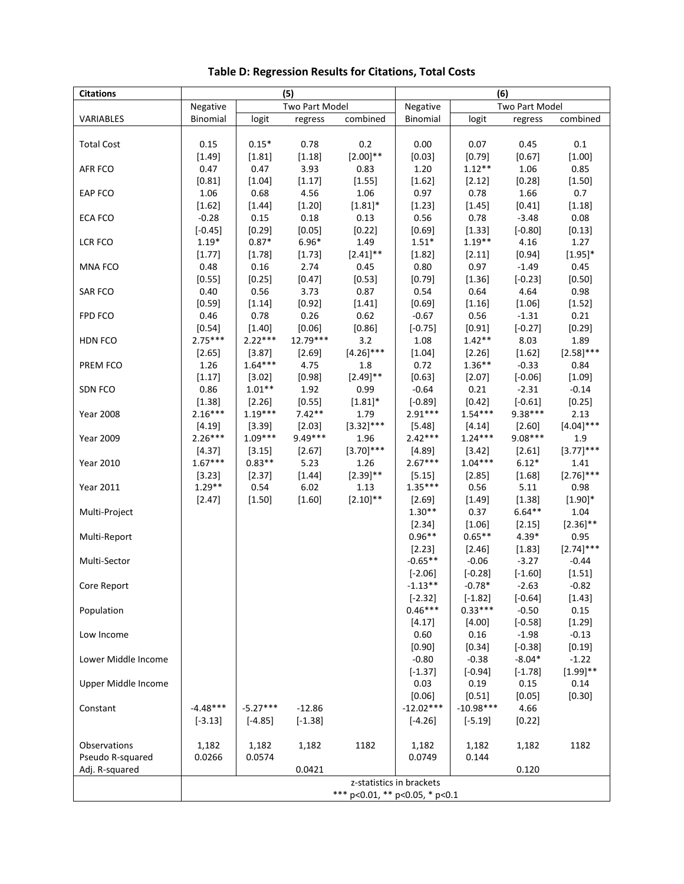**Table D: Regression Results for Citations, Total Costs**

| Citations | (5) | | | | (6) | | | |
|---|---|---|---|---|---|---|---|---|
| | Negative | Two Part Model | | | Negative | Two Part Model | | |
| VARIABLES | Binomial | logit | regress | combined | Binomial | logit | regress | combined |
| Total Cost | 0.15 | 0.15* | 0.78 | 0.2 | 0.00 | 0.07 | 0.45 | 0.1 |
| | [1.49] | [1.81] | [1.18] | [2.00]** | [0.03] | [0.79] | [0.67] | [1.00] |
| AFR FCO | 0.47 | 0.47 | 3.93 | 0.83 | 1.20 | 1.12** | 1.06 | 0.85 |
| | [0.81] | [1.04] | [1.17] | [1.55] | [1.62] | [2.12] | [0.28] | [1.50] |
| EAP FCO | 1.06 | 0.68 | 4.56 | 1.06 | 0.97 | 0.78 | 1.66 | 0.7 |
| | [1.62] | [1.44] | [1.20] | [1.81]* | [1.23] | [1.45] | [0.41] | [1.18] |
| ECA FCO | -0.28 | 0.15 | 0.18 | 0.13 | 0.56 | 0.78 | -3.48 | 0.08 |
| | [-0.45] | [0.29] | [0.05] | [0.22] | [0.69] | [1.33] | [-0.80] | [0.13] |
| LCR FCO | 1.19* | 0.87* | 6.96* | 1.49 | 1.51* | 1.19** | 4.16 | 1.27 |
| | [1.77] | [1.78] | [1.73] | [2.41]** | [1.82] | [2.11] | [0.94] | [1.95]* |
| MNA FCO | 0.48 | 0.16 | 2.74 | 0.45 | 0.80 | 0.97 | -1.49 | 0.45 |
| | [0.55] | [0.25] | [0.47] | [0.53] | [0.79] | [1.36] | [-0.23] | [0.50] |
| SAR FCO | 0.40 | 0.56 | 3.73 | 0.87 | 0.54 | 0.64 | 4.64 | 0.98 |
| | [0.59] | [1.14] | [0.92] | [1.41] | [0.69] | [1.16] | [1.06] | [1.52] |
| FPD FCO | 0.46 | 0.78 | 0.26 | 0.62 | -0.67 | 0.56 | -1.31 | 0.21 |
| | [0.54] | [1.40] | [0.06] | [0.86] | [-0.75] | [0.91] | [-0.27] | [0.29] |
| HDN FCO | 2.75*** | 2.22*** | 12.79*** | 3.2 | 1.08 | 1.42** | 8.03 | 1.89 |
| | [2.65] | [3.87] | [2.69] | [4.26]*** | [1.04] | [2.26] | [1.62] | [2.58]*** |
| PREM FCO | 1.26 | 1.64*** | 4.75 | 1.8 | 0.72 | 1.36** | -0.33 | 0.84 |
| | [1.17] | [3.02] | [0.98] | [2.49]** | [0.63] | [2.07] | [-0.06] | [1.09] |
| SDN FCO | 0.86 | 1.01** | 1.92 | 0.99 | -0.64 | 0.21 | -2.31 | -0.14 |
| | [1.38] | [2.26] | [0.55] | [1.81]* | [-0.89] | [0.42] | [-0.61] | [0.25] |
| Year 2008 | 2.16*** | 1.19*** | 7.42** | 1.79 | 2.91*** | 1.54*** | 9.38*** | 2.13 |
| | [4.19] | [3.39] | [2.03] | [3.32]*** | [5.48] | [4.14] | [2.60] | [4.04]*** |
| Year 2009 | 2.26*** | 1.09*** | 9.49*** | 1.96 | 2.42*** | 1.24*** | 9.08*** | 1.9 |
| | [4.37] | [3.15] | [2.67] | [3.70]*** | [4.89] | [3.42] | [2.61] | [3.77]*** |
| Year 2010 | 1.67*** | 0.83** | 5.23 | 1.26 | 2.67*** | 1.04*** | 6.12* | 1.41 |
| | [3.23] | [2.37] | [1.44] | [2.39]** | [5.15] | [2.85] | [1.68] | [2.76]*** |
| Year 2011 | 1.29** | 0.54 | 6.02 | 1.13 | 1.35*** | 0.56 | 5.11 | 0.98 |
| | [2.47] | [1.50] | [1.60] | [2.10]** | [2.69] | [1.49] | [1.38] | [1.90]* |
| Multi-Project | | | | | 1.30** | 0.37 | 6.64** | 1.04 |
| | | | | | [2.34] | [1.06] | [2.15] | [2.36]** |
| Multi-Report | | | | | 0.96** | 0.65** | 4.39* | 0.95 |
| | | | | | [2.23] | [2.46] | [1.83] | [2.74]*** |
| Multi-Sector | | | | | -0.65** | -0.06 | -3.27 | -0.44 |
| | | | | | [-2.06] | [-0.28] | [-1.60] | [1.51] |
| Core Report | | | | | -1.13** | -0.78* | -2.63 | -0.82 |
| | | | | | [-2.32] | [-1.82] | [-0.64] | [1.43] |
| Population | | | | | 0.46*** | 0.33*** | -0.50 | 0.15 |
| | | | | | [4.17] | [4.00] | [-0.58] | [1.29] |
| Low Income | | | | | 0.60 | 0.16 | -1.98 | -0.13 |
| | | | | | [0.90] | [0.34] | [-0.38] | [0.19] |
| Lower Middle Income | | | | | -0.80 | -0.38 | -8.04* | -1.22 |
| | | | | | [-1.37] | [-0.94] | [-1.78] | [1.99]** |
| Upper Middle Income | | | | | 0.03 | 0.19 | 0.15 | 0.14 |
| | | | | | [0.06] | [0.51] | [0.05] | [0.30] |
| Constant | -4.48*** | -5.27*** | -12.86 | | -12.02*** | -10.98*** | 4.66 | |
| | [-3.13] | [-4.85] | [-1.38] | | [-4.26] | [-5.19] | [0.22] | |
| Observations | 1,182 | 1,182 | 1,182 | 1182 | 1,182 | 1,182 | 1,182 | 1182 |
| Pseudo R-squared | 0.0266 | 0.0574 | | | 0.0749 | 0.144 | | |
| Adj. R-squared | | | 0.0421 | | | | 0.120 | |

z-statistics in brackets
*** p<0.01, ** p<0.05, * p<0.1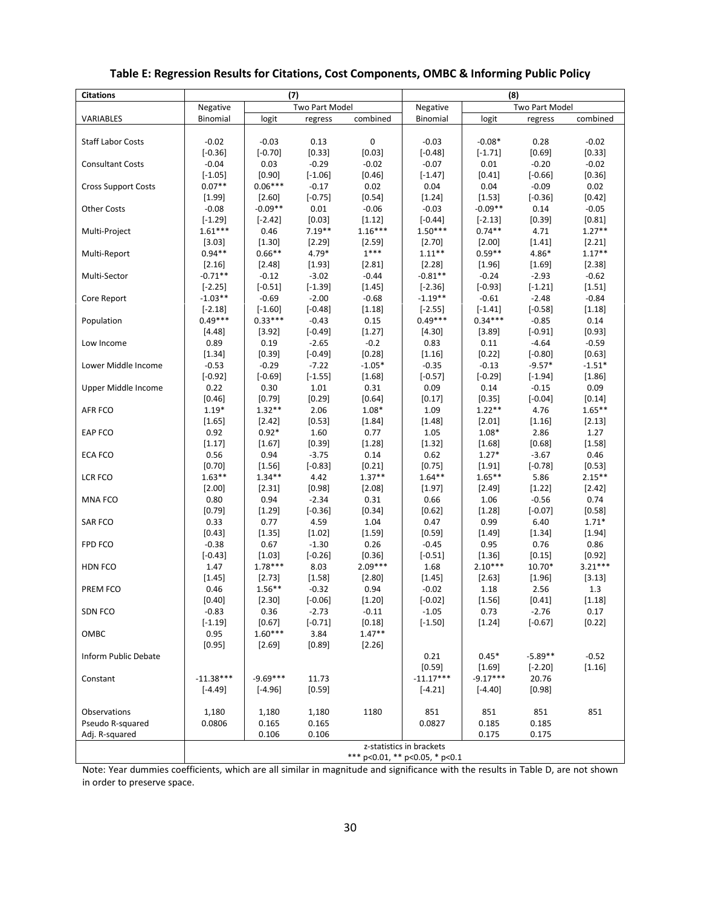**Table E: Regression Results for Citations, Cost Components, OMBC & Informing Public Policy**

| Citations | (7) | | | | (8) | | | |
|---|---|---|---|---|---|---|---|---|
| | Negative | Two Part Model | | | Negative | Two Part Model | | |
| VARIABLES | Binomial | logit | regress | combined | Binomial | logit | regress | combined |
| Staff Labor Costs | -0.02 | -0.03 | 0.13 | 0 | -0.03 | -0.08* | 0.28 | -0.02 |
| | [-0.36] | [-0.70] | [0.33] | [0.03] | [-0.48] | [-1.71] | [0.69] | [0.33] |
| Consultant Costs | -0.04 | 0.03 | -0.29 | -0.02 | -0.07 | 0.01 | -0.20 | -0.02 |
| | [-1.05] | [0.90] | [-1.06] | [0.46] | [-1.47] | [0.41] | [-0.66] | [0.36] |
| Cross Support Costs | 0.07** | 0.06*** | -0.17 | 0.02 | 0.04 | 0.04 | -0.09 | 0.02 |
| | [1.99] | [2.60] | [-0.75] | [0.54] | [1.24] | [1.53] | [-0.36] | [0.42] |
| Other Costs | -0.08 | -0.09** | 0.01 | -0.06 | -0.03 | -0.09** | 0.14 | -0.05 |
| | [-1.29] | [-2.42] | [0.03] | [1.12] | [-0.44] | [-2.13] | [0.39] | [0.81] |
| Multi-Project | 1.61*** | 0.46 | 7.19** | 1.16*** | 1.50*** | 0.74** | 4.71 | 1.27** |
| | [3.03] | [1.30] | [2.29] | [2.59] | [2.70] | [2.00] | [1.41] | [2.21] |
| Multi-Report | 0.94** | 0.66** | 4.79* | 1*** | 1.11** | 0.59** | 4.86* | 1.17** |
| | [2.16] | [2.48] | [1.93] | [2.81] | [2.28] | [1.96] | [1.69] | [2.38] |
| Multi-Sector | -0.71** | -0.12 | -3.02 | -0.44 | -0.81** | -0.24 | -2.93 | -0.62 |
| | [-2.25] | [-0.51] | [-1.39] | [1.45] | [-2.36] | [-0.93] | [-1.21] | [1.51] |
| Core Report | -1.03** | -0.69 | -2.00 | -0.68 | -1.19** | -0.61 | -2.48 | -0.84 |
| | [-2.18] | [-1.60] | [-0.48] | [1.18] | [-2.55] | [-1.41] | [-0.58] | [1.18] |
| Population | 0.49*** | 0.33*** | -0.43 | 0.15 | 0.49*** | 0.34*** | -0.85 | 0.14 |
| | [4.48] | [3.92] | [-0.49] | [1.27] | [4.30] | [3.89] | [-0.91] | [0.93] |
| Low Income | 0.89 | 0.19 | -2.65 | -0.2 | 0.83 | 0.11 | -4.64 | -0.59 |
| | [1.34] | [0.39] | [-0.49] | [0.28] | [1.16] | [0.22] | [-0.80] | [0.63] |
| Lower Middle Income | -0.53 | -0.29 | -7.22 | -1.05* | -0.35 | -0.13 | -9.57* | -1.51* |
| | [-0.92] | [-0.69] | [-1.55] | [1.68] | [-0.57] | [-0.29] | [-1.94] | [1.86] |
| Upper Middle Income | 0.22 | 0.30 | 1.01 | 0.31 | 0.09 | 0.14 | -0.15 | 0.09 |
| | [0.46] | [0.79] | [0.29] | [0.64] | [0.17] | [0.35] | [-0.04] | [0.14] |
| AFR FCO | 1.19* | 1.32** | 2.06 | 1.08* | 1.09 | 1.22** | 4.76 | 1.65** |
| | [1.65] | [2.42] | [0.53] | [1.84] | [1.48] | [2.01] | [1.16] | [2.13] |
| EAP FCO | 0.92 | 0.92* | 1.60 | 0.77 | 1.05 | 1.08* | 2.86 | 1.27 |
| | [1.17] | [1.67] | [0.39] | [1.28] | [1.32] | [1.68] | [0.68] | [1.58] |
| ECA FCO | 0.56 | 0.94 | -3.75 | 0.14 | 0.62 | 1.27* | -3.67 | 0.46 |
| | [0.70] | [1.56] | [-0.83] | [0.21] | [0.75] | [1.91] | [-0.78] | [0.53] |
| LCR FCO | 1.63** | 1.34** | 4.42 | 1.37** | 1.64** | 1.65** | 5.86 | 2.15** |
| | [2.00] | [2.31] | [0.98] | [2.08] | [1.97] | [2.49] | [1.22] | [2.42] |
| MNA FCO | 0.80 | 0.94 | -2.34 | 0.31 | 0.66 | 1.06 | -0.56 | 0.74 |
| | [0.79] | [1.29] | [-0.36] | [0.34] | [0.62] | [1.28] | [-0.07] | [0.58] |
| SAR FCO | 0.33 | 0.77 | 4.59 | 1.04 | 0.47 | 0.99 | 6.40 | 1.71* |
| | [0.43] | [1.35] | [1.02] | [1.59] | [0.59] | [1.49] | [1.34] | [1.94] |
| FPD FCO | -0.38 | 0.67 | -1.30 | 0.26 | -0.45 | 0.95 | 0.76 | 0.86 |
| | [-0.43] | [1.03] | [-0.26] | [0.36] | [-0.51] | [1.36] | [0.15] | [0.92] |
| HDN FCO | 1.47 | 1.78*** | 8.03 | 2.09*** | 1.68 | 2.10*** | 10.70* | 3.21*** |
| | [1.45] | [2.73] | [1.58] | [2.80] | [1.45] | [2.63] | [1.96] | [3.13] |
| PREM FCO | 0.46 | 1.56** | -0.32 | 0.94 | -0.02 | 1.18 | 2.56 | 1.3 |
| | [0.40] | [2.30] | [-0.06] | [1.20] | [-0.02] | [1.56] | [0.41] | [1.18] |
| SDN FCO | -0.83 | 0.36 | -2.73 | -0.11 | -1.05 | 0.73 | -2.76 | 0.17 |
| | [-1.19] | [0.67] | [-0.71] | [0.18] | [-1.50] | [1.24] | [-0.67] | [0.22] |
| OMBC | 0.95 | 1.60*** | 3.84 | 1.47** | | | | |
| | [0.95] | [2.69] | [0.89] | [2.26] | | | | |
| Inform Public Debate | | | | | 0.21 | 0.45* | -5.89** | -0.52 |
| | | | | | [0.59] | [1.69] | [-2.20] | [1.16] |
| Constant | -11.38*** | -9.69*** | 11.73 | | -11.17*** | -9.17*** | 20.76 | |
| | [-4.49] | [-4.96] | [0.59] | | [-4.21] | [-4.40] | [0.98] | |
| Observations | 1,180 | 1,180 | 1,180 | 1180 | 851 | 851 | 851 | 851 |
| Pseudo R-squared | 0.0806 | 0.165 | 0.165 | | 0.0827 | 0.185 | 0.185 | |
| Adj. R-squared | | 0.106 | 0.106 | | | 0.175 | 0.175 | |
| | z-statistics in brackets; *** p<0.01, ** p<0.05, * p<0.1 | | | | | | | |

Note: Year dummies coefficients, which are all similar in magnitude and significance with the results in Table D, are not shown in order to preserve space.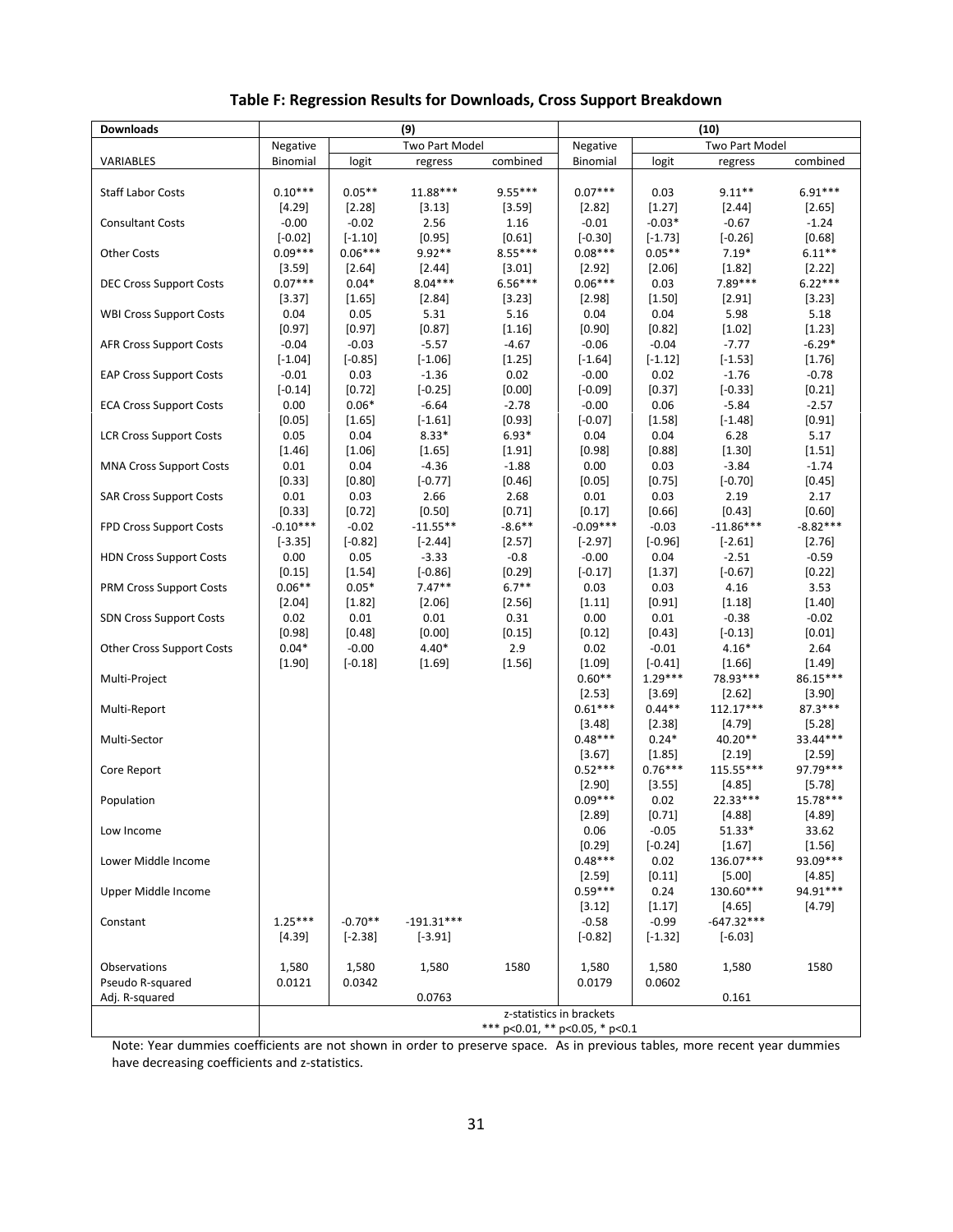**Table F: Regression Results for Downloads, Cross Support Breakdown**

| Downloads | (9) | | | | (10) | | | |
|---|---|---|---|---|---|---|---|---|
| | Negative | Two Part Model | | | Negative | Two Part Model | | |
| VARIABLES | Binomial | logit | regress | combined | Binomial | logit | regress | combined |
| Staff Labor Costs | 0.10*** | 0.05** | 11.88*** | 9.55*** | 0.07*** | 0.03 | 9.11** | 6.91*** |
| | [4.29] | [2.28] | [3.13] | [3.59] | [2.82] | [1.27] | [2.44] | [2.65] |
| Consultant Costs | -0.00 | -0.02 | 2.56 | 1.16 | -0.01 | -0.03* | -0.67 | -1.24 |
| | [-0.02] | [-1.10] | [0.95] | [0.61] | [-0.30] | [-1.73] | [-0.26] | [0.68] |
| Other Costs | 0.09*** | 0.06*** | 9.92** | 8.55*** | 0.08*** | 0.05** | 7.19* | 6.11** |
| | [3.59] | [2.64] | [2.44] | [3.01] | [2.92] | [2.06] | [1.82] | [2.22] |
| DEC Cross Support Costs | 0.07*** | 0.04* | 8.04*** | 6.56*** | 0.06*** | 0.03 | 7.89*** | 6.22*** |
| | [3.37] | [1.65] | [2.84] | [3.23] | [2.98] | [1.50] | [2.91] | [3.23] |
| WBI Cross Support Costs | 0.04 | 0.05 | 5.31 | 5.16 | 0.04 | 0.04 | 5.98 | 5.18 |
| | [0.97] | [0.97] | [0.87] | [1.16] | [0.90] | [0.82] | [1.02] | [1.23] |
| AFR Cross Support Costs | -0.04 | -0.03 | -5.57 | -4.67 | -0.06 | -0.04 | -7.77 | -6.29* |
| | [-1.04] | [-0.85] | [-1.06] | [1.25] | [-1.64] | [-1.12] | [-1.53] | [1.76] |
| EAP Cross Support Costs | -0.01 | 0.03 | -1.36 | 0.02 | -0.00 | 0.02 | -1.76 | -0.78 |
| | [-0.14] | [0.72] | [-0.25] | [0.00] | [-0.09] | [0.37] | [-0.33] | [0.21] |
| ECA Cross Support Costs | 0.00 | 0.06* | -6.64 | -2.78 | -0.00 | 0.06 | -5.84 | -2.57 |
| | [0.05] | [1.65] | [-1.61] | [0.93] | [-0.07] | [1.58] | [-1.48] | [0.91] |
| LCR Cross Support Costs | 0.05 | 0.04 | 8.33* | 6.93* | 0.04 | 0.04 | 6.28 | 5.17 |
| | [1.46] | [1.06] | [1.65] | [1.91] | [0.98] | [0.88] | [1.30] | [1.51] |
| MNA Cross Support Costs | 0.01 | 0.04 | -4.36 | -1.88 | 0.00 | 0.03 | -3.84 | -1.74 |
| | [0.33] | [0.80] | [-0.77] | [0.46] | [0.05] | [0.75] | [-0.70] | [0.45] |
| SAR Cross Support Costs | 0.01 | 0.03 | 2.66 | 2.68 | 0.01 | 0.03 | 2.19 | 2.17 |
| | [0.33] | [0.72] | [0.50] | [0.71] | [0.17] | [0.66] | [0.43] | [0.60] |
| FPD Cross Support Costs | -0.10*** | -0.02 | -11.55** | -8.6** | -0.09*** | -0.03 | -11.86*** | -8.82*** |
| | [-3.35] | [-0.82] | [-2.44] | [2.57] | [-2.97] | [-0.96] | [-2.61] | [2.76] |
| HDN Cross Support Costs | 0.00 | 0.05 | -3.33 | -0.8 | -0.00 | 0.04 | -2.51 | -0.59 |
| | [0.15] | [1.54] | [-0.86] | [0.29] | [-0.17] | [1.37] | [-0.67] | [0.22] |
| PRM Cross Support Costs | 0.06** | 0.05* | 7.47** | 6.7** | 0.03 | 0.03 | 4.16 | 3.53 |
| | [2.04] | [1.82] | [2.06] | [2.56] | [1.11] | [0.91] | [1.18] | [1.40] |
| SDN Cross Support Costs | 0.02 | 0.01 | 0.01 | 0.31 | 0.00 | 0.01 | -0.38 | -0.02 |
| | [0.98] | [0.48] | [0.00] | [0.15] | [0.12] | [0.43] | [-0.13] | [0.01] |
| Other Cross Support Costs | 0.04* | -0.00 | 4.40* | 2.9 | 0.02 | -0.01 | 4.16* | 2.64 |
| | [1.90] | [-0.18] | [1.69] | [1.56] | [1.09] | [-0.41] | [1.66] | [1.49] |
| Multi-Project | | | | | 0.60** | 1.29*** | 78.93*** | 86.15*** |
| | | | | | [2.53] | [3.69] | [2.62] | [3.90] |
| Multi-Report | | | | | 0.61*** | 0.44** | 112.17*** | 87.3*** |
| | | | | | [3.48] | [2.38] | [4.79] | [5.28] |
| Multi-Sector | | | | | 0.48*** | 0.24* | 40.20** | 33.44*** |
| | | | | | [3.67] | [1.85] | [2.19] | [2.59] |
| Core Report | | | | | 0.52*** | 0.76*** | 115.55*** | 97.79*** |
| | | | | | [2.90] | [3.55] | [4.85] | [5.78] |
| Population | | | | | 0.09*** | 0.02 | 22.33*** | 15.78*** |
| | | | | | [2.89] | [0.71] | [4.88] | [4.89] |
| Low Income | | | | | 0.06 | -0.05 | 51.33* | 33.62 |
| | | | | | [0.29] | [-0.24] | [1.67] | [1.56] |
| Lower Middle Income | | | | | 0.48*** | 0.02 | 136.07*** | 93.09*** |
| | | | | | [2.59] | [0.11] | [5.00] | [4.85] |
| Upper Middle Income | | | | | 0.59*** | 0.24 | 130.60*** | 94.91*** |
| | | | | | [3.12] | [1.17] | [4.65] | [4.79] |
| Constant | 1.25*** | -0.70** | -191.31*** | | -0.58 | -0.99 | -647.32*** | |
| | [4.39] | [-2.38] | [-3.91] | | [-0.82] | [-1.32] | [-6.03] | |
| Observations | 1,580 | 1,580 | 1,580 | 1580 | 1,580 | 1,580 | 1,580 | 1580 |
| Pseudo R-squared | 0.0121 | 0.0342 | | | 0.0179 | 0.0602 | | |
| Adj. R-squared | | | 0.0763 | | | | 0.161 | |
| | z-statistics in brackets | | | | | | | |
| | *** p<0.01, ** p<0.05, * p<0.1 | | | | | | | |

Note: Year dummies coefficients are not shown in order to preserve space. As in previous tables, more recent year dummies have decreasing coefficients and z-statistics.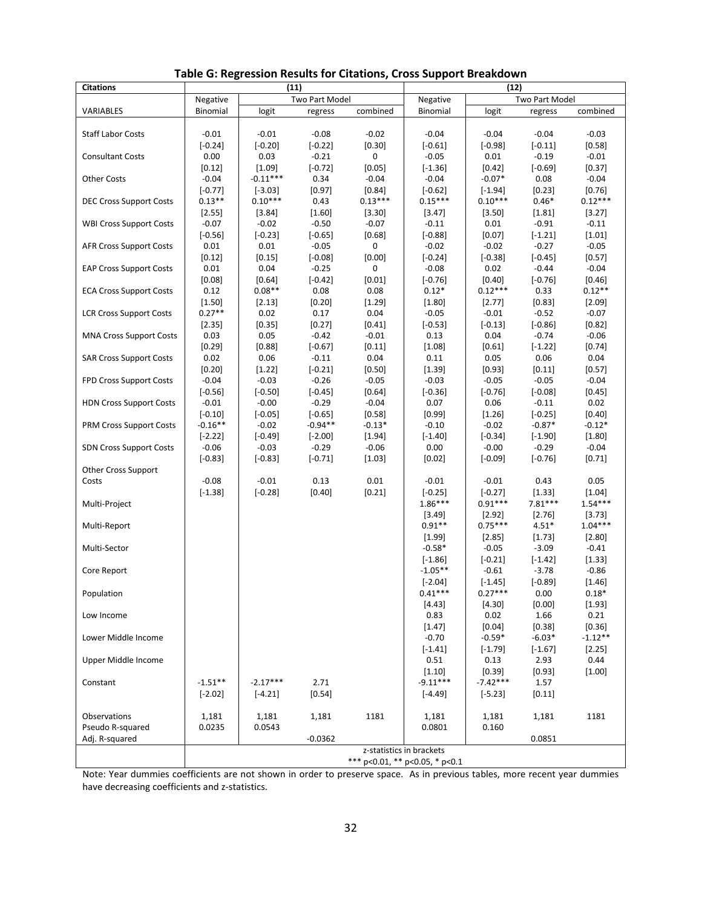**Table G: Regression Results for Citations, Cross Support Breakdown**

| Citations | (11) | | | | (12) | | | |
|---|---|---|---|---|---|---|---|---|
| | Negative | Two Part Model | | | Negative | Two Part Model | | |
| VARIABLES | Binomial | logit | regress | combined | Binomial | logit | regress | combined |
| Staff Labor Costs | -0.01 | -0.01 | -0.08 | -0.02 | -0.04 | -0.04 | -0.04 | -0.03 |
| | [-0.24] | [-0.20] | [-0.22] | [0.30] | [-0.61] | [-0.98] | [-0.11] | [0.58] |
| Consultant Costs | 0.00 | 0.03 | -0.21 | 0 | -0.05 | 0.01 | -0.19 | -0.01 |
| | [0.12] | [1.09] | [-0.72] | [0.05] | [-1.36] | [0.42] | [-0.69] | [0.37] |
| Other Costs | -0.04 | -0.11*** | 0.34 | -0.04 | -0.04 | -0.07* | 0.08 | -0.04 |
| | [-0.77] | [-3.03] | [0.97] | [0.84] | [-0.62] | [-1.94] | [0.23] | [0.76] |
| DEC Cross Support Costs | 0.13** | 0.10*** | 0.43 | 0.13*** | 0.15*** | 0.10*** | 0.46* | 0.12*** |
| | [2.55] | [3.84] | [1.60] | [3.30] | [3.47] | [3.50] | [1.81] | [3.27] |
| WBI Cross Support Costs | -0.07 | -0.02 | -0.50 | -0.07 | -0.11 | 0.01 | -0.91 | -0.11 |
| | [-0.56] | [-0.23] | [-0.65] | [0.68] | [-0.88] | [0.07] | [-1.21] | [1.01] |
| AFR Cross Support Costs | 0.01 | 0.01 | -0.05 | 0 | -0.02 | -0.02 | -0.27 | -0.05 |
| | [0.12] | [0.15] | [-0.08] | [0.00] | [-0.24] | [-0.38] | [-0.45] | [0.57] |
| EAP Cross Support Costs | 0.01 | 0.04 | -0.25 | 0 | -0.08 | 0.02 | -0.44 | -0.04 |
| | [0.08] | [0.64] | [-0.42] | [0.01] | [-0.76] | [0.40] | [-0.76] | [0.46] |
| ECA Cross Support Costs | 0.12 | 0.08** | 0.08 | 0.08 | 0.12* | 0.12*** | 0.33 | 0.12** |
| | [1.50] | [2.13] | [0.20] | [1.29] | [1.80] | [2.77] | [0.83] | [2.09] |
| LCR Cross Support Costs | 0.27** | 0.02 | 0.17 | 0.04 | -0.05 | -0.01 | -0.52 | -0.07 |
| | [2.35] | [0.35] | [0.27] | [0.41] | [-0.53] | [-0.13] | [-0.86] | [0.82] |
| MNA Cross Support Costs | 0.03 | 0.05 | -0.42 | -0.01 | 0.13 | 0.04 | -0.74 | -0.06 |
| | [0.29] | [0.88] | [-0.67] | [0.11] | [1.08] | [0.61] | [-1.22] | [0.74] |
| SAR Cross Support Costs | 0.02 | 0.06 | -0.11 | 0.04 | 0.11 | 0.05 | 0.06 | 0.04 |
| | [0.20] | [1.22] | [-0.21] | [0.50] | [1.39] | [0.93] | [0.11] | [0.57] |
| FPD Cross Support Costs | -0.04 | -0.03 | -0.26 | -0.05 | -0.03 | -0.05 | -0.05 | -0.04 |
| | [-0.56] | [-0.50] | [-0.45] | [0.64] | [-0.36] | [-0.76] | [-0.08] | [0.45] |
| HDN Cross Support Costs | -0.01 | -0.00 | -0.29 | -0.04 | 0.07 | 0.06 | -0.11 | 0.02 |
| | [-0.10] | [-0.05] | [-0.65] | [0.58] | [0.99] | [1.26] | [-0.25] | [0.40] |
| PRM Cross Support Costs | -0.16** | -0.02 | -0.94** | -0.13* | -0.10 | -0.02 | -0.87* | -0.12* |
| | [-2.22] | [-0.49] | [-2.00] | [1.94] | [-1.40] | [-0.34] | [-1.90] | [1.80] |
| SDN Cross Support Costs | -0.06 | -0.03 | -0.29 | -0.06 | 0.00 | -0.00 | -0.29 | -0.04 |
| | [-0.83] | [-0.83] | [-0.71] | [1.03] | [0.02] | [-0.09] | [-0.76] | [0.71] |
| Other Cross Support Costs | -0.08 | -0.01 | 0.13 | 0.01 | -0.01 | -0.01 | 0.43 | 0.05 |
| | [-1.38] | [-0.28] | [0.40] | [0.21] | [-0.25] | [-0.27] | [1.33] | [1.04] |
| Multi-Project | | | | | 1.86*** | 0.91*** | 7.81*** | 1.54*** |
| | | | | | [3.49] | [2.92] | [2.76] | [3.73] |
| Multi-Report | | | | | 0.91** | 0.75*** | 4.51* | 1.04*** |
| | | | | | [1.99] | [2.85] | [1.73] | [2.80] |
| Multi-Sector | | | | | -0.58* | -0.05 | -3.09 | -0.41 |
| | | | | | [-1.86] | [-0.21] | [-1.42] | [1.33] |
| Core Report | | | | | -1.05** | -0.61 | -3.78 | -0.86 |
| | | | | | [-2.04] | [-1.45] | [-0.89] | [1.46] |
| Population | | | | | 0.41*** | 0.27*** | 0.00 | 0.18* |
| | | | | | [4.43] | [4.30] | [0.00] | [1.93] |
| Low Income | | | | | 0.83 | 0.02 | 1.66 | 0.21 |
| | | | | | [1.47] | [0.04] | [0.38] | [0.36] |
| Lower Middle Income | | | | | -0.70 | -0.59* | -6.03* | -1.12** |
| | | | | | [-1.41] | [-1.79] | [-1.67] | [2.25] |
| Upper Middle Income | | | | | 0.51 | 0.13 | 2.93 | 0.44 |
| | | | | | [1.10] | [0.39] | [0.93] | [1.00] |
| Constant | -1.51** | -2.17*** | 2.71 | | -9.11*** | -7.42*** | 1.57 | |
| | [-2.02] | [-4.21] | [0.54] | | [-4.49] | [-5.23] | [0.11] | |
| Observations | 1,181 | 1,181 | 1,181 | 1181 | 1,181 | 1,181 | 1,181 | 1181 |
| Pseudo R-squared | 0.0235 | 0.0543 | | | 0.0801 | 0.160 | | |
| Adj. R-squared | | | -0.0362 | | | | 0.0851 | |

z-statistics in brackets

*** p<0.01, ** p<0.05, * p<0.1

Note: Year dummies coefficients are not shown in order to preserve space. As in previous tables, more recent year dummies have decreasing coefficients and z-statistics.